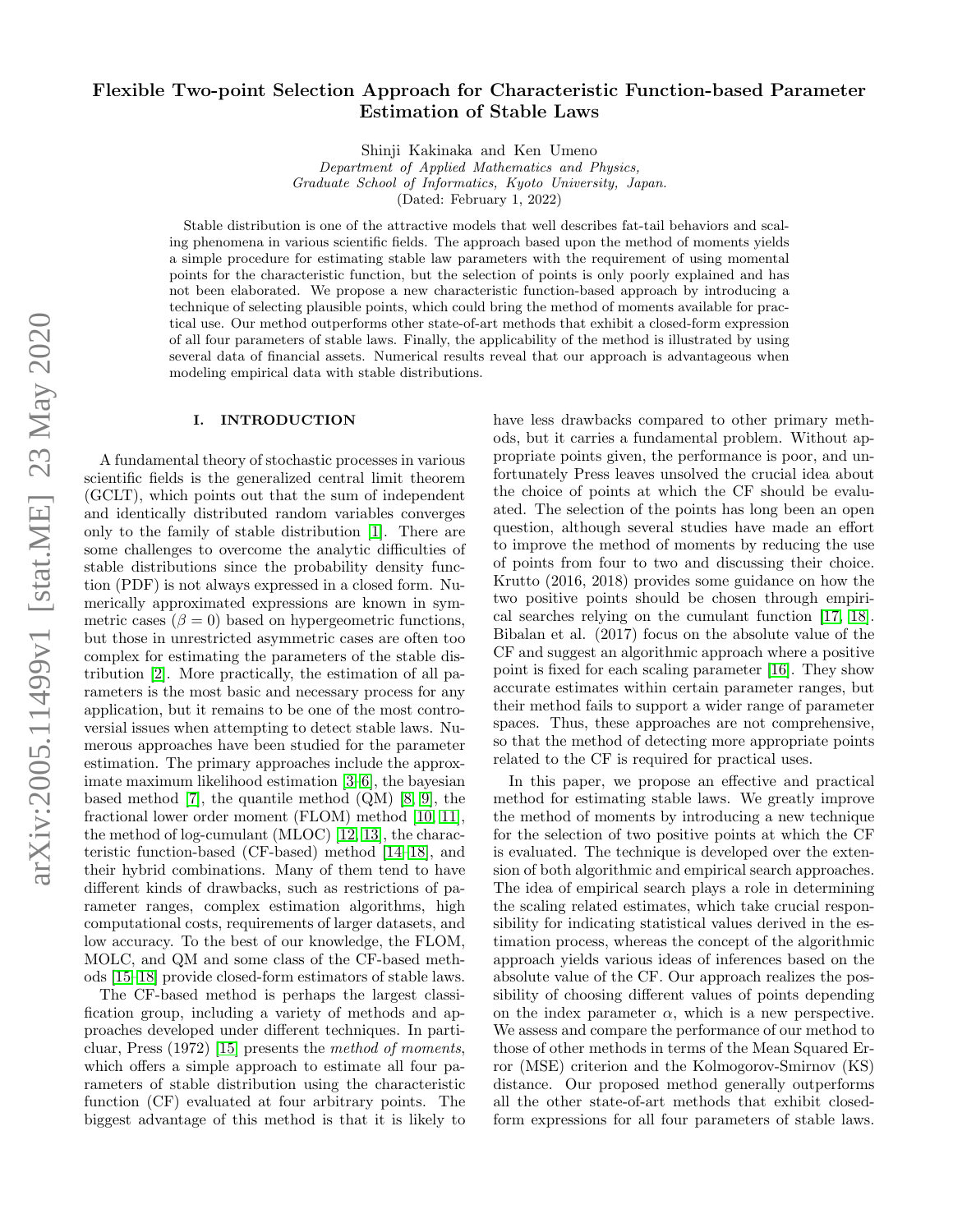# Flexible Two-point Selection Approach for Characteristic Function-based Parameter Estimation of Stable Laws

Shinji Kakinaka and Ken Umeno

*Department of Applied Mathematics and Physics, Graduate School of Informatics, Kyoto University, Japan.*

(Dated: February 1, 2022)

Stable distribution is one of the attractive models that well describes fat-tail behaviors and scaling phenomena in various scientific fields. The approach based upon the method of moments yields a simple procedure for estimating stable law parameters with the requirement of using momental points for the characteristic function, but the selection of points is only poorly explained and has not been elaborated. We propose a new characteristic function-based approach by introducing a technique of selecting plausible points, which could bring the method of moments available for practical use. Our method outperforms other state-of-art methods that exhibit a closed-form expression of all four parameters of stable laws. Finally, the applicability of the method is illustrated by using several data of financial assets. Numerical results reveal that our approach is advantageous when modeling empirical data with stable distributions.

## I. INTRODUCTION

A fundamental theory of stochastic processes in various scientific fields is the generalized central limit theorem (GCLT), which points out that the sum of independent and identically distributed random variables converges only to the family of stable distribution [1]. There are some challenges to overcome the analytic difficulties of stable distributions since the probability density function (PDF) is not always expressed in a closed form. Numerically approximated expressions are known in symmetric cases ($\beta = 0$) based on hypergeometric functions, but those in unrestricted asymmetric cases are often too complex for estimating the parameters of the stable distribution [2]. More practically, the estimation of all parameters is the most basic and necessary process for any application, but it remains to be one of the most controversial issues when attempting to detect stable laws. Numerous approaches have been studied for the parameter estimation. The primary approaches include the approximate maximum likelihood estimation [3–6], the bayesian based method [7], the quantile method (QM) [8, 9], the fractional lower order moment (FLOM) method [10, 11], the method of log-cumulant (MLOC) [12, 13], the characteristic function-based (CF-based) method [14–18], and their hybrid combinations. Many of them tend to have different kinds of drawbacks, such as restrictions of parameter ranges, complex estimation algorithms, high computational costs, requirements of larger datasets, and low accuracy. To the best of our knowledge, the FLOM, MOLC, and QM and some class of the CF-based methods [15–18] provide closed-form estimators of stable laws.

The CF-based method is perhaps the largest classification group, including a variety of methods and approaches developed under different techniques. In particluar, Press (1972) [15] presents the *method of moments*, which offers a simple approach to estimate all four parameters of stable distribution using the characteristic function (CF) evaluated at four arbitrary points. The biggest advantage of this method is that it is likely to have less drawbacks compared to other primary methods, but it carries a fundamental problem. Without appropriate points given, the performance is poor, and unfortunately Press leaves unsolved the crucial idea about the choice of points at which the CF should be evaluated. The selection of the points has long been an open question, although several studies have made an effort to improve the method of moments by reducing the use of points from four to two and discussing their choice. Krutto (2016, 2018) provides some guidance on how the two positive points should be chosen through empirical searches relying on the cumulant function [17, 18]. Bibalan et al. (2017) focus on the absolute value of the CF and suggest an algorithmic approach where a positive point is fixed for each scaling parameter [16]. They show accurate estimates within certain parameter ranges, but their method fails to support a wider range of parameter spaces. Thus, these approaches are not comprehensive, so that the method of detecting more appropriate points related to the CF is required for practical uses.

In this paper, we propose an effective and practical method for estimating stable laws. We greatly improve the method of moments by introducing a new technique for the selection of two positive points at which the CF is evaluated. The technique is developed over the extension of both algorithmic and empirical search approaches. The idea of empirical search plays a role in determining the scaling related estimates, which take crucial responsibility for indicating statistical values derived in the estimation process, whereas the concept of the algorithmic approach yields various ideas of inferences based on the absolute value of the CF. Our approach realizes the possibility of choosing different values of points depending on the index parameter $\alpha$, which is a new perspective. We assess and compare the performance of our method to those of other methods in terms of the Mean Squared Error (MSE) criterion and the Kolmogorov-Smirnov (KS) distance. Our proposed method generally outperforms all the other state-of-art methods that exhibit closed-form expressions for all four parameters of stable laws.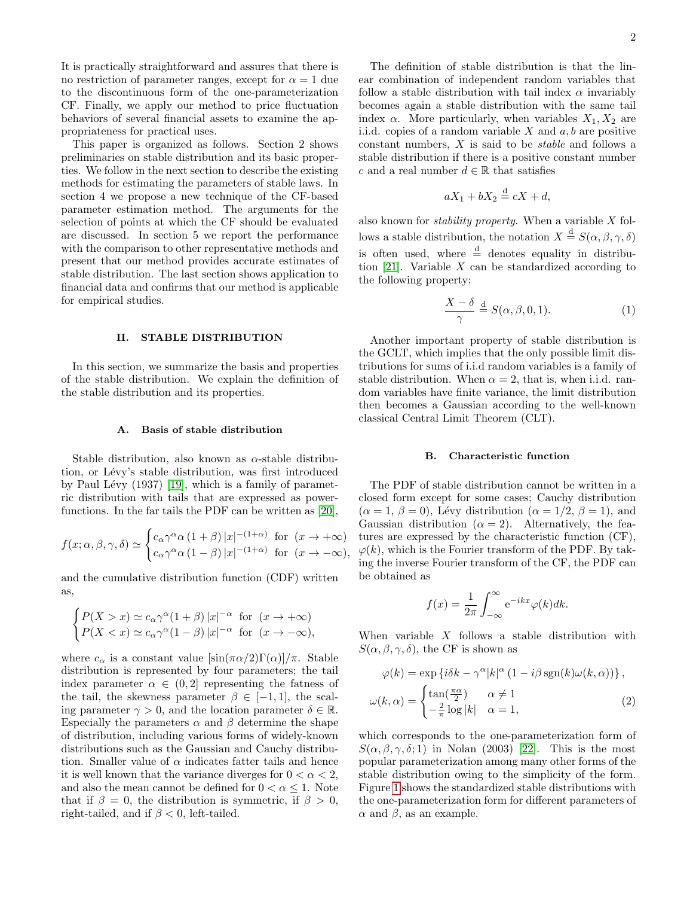It is practically straightforward and assures that there is no restriction of parameter ranges, except for $\alpha = 1$ due to the discontinuous form of the one-parameterization CF. Finally, we apply our method to price fluctuation behaviors of several financial assets to examine the appropriateness for practical uses.

This paper is organized as follows. Section 2 shows preliminaries on stable distribution and its basic properties. We follow in the next section to describe the existing methods for estimating the parameters of stable laws. In section 4 we propose a new technique of the CF-based parameter estimation method. The arguments for the selection of points at which the CF should be evaluated are discussed. In section 5 we report the performance with the comparison to other representative methods and present that our method provides accurate estimates of stable distribution. The last section shows application to financial data and confirms that our method is applicable for empirical studies.

## II. STABLE DISTRIBUTION

In this section, we summarize the basis and properties of the stable distribution. We explain the definition of the stable distribution and its properties.

### A. Basis of stable distribution

Stable distribution, also known as $\alpha$-stable distribution, or Lévy's stable distribution, was first introduced by Paul Lévy (1937) [19], which is a family of parametric distribution with tails that are expressed as power-functions. In the far tails the PDF can be written as [20],

$$f(x;\alpha,\beta,\gamma,\delta) \simeq \begin{cases} c_\alpha \gamma^\alpha \alpha\,(1+\beta)\,|x|^{-(1+\alpha)} & \text{for } (x \to +\infty) \\ c_\alpha \gamma^\alpha \alpha\,(1-\beta)\,|x|^{-(1+\alpha)} & \text{for } (x \to -\infty), \end{cases}$$

and the cumulative distribution function (CDF) written as,

$$\begin{cases} P(X > x) \simeq c_\alpha \gamma^\alpha (1+\beta)\,|x|^{-\alpha} & \text{for } (x \to +\infty) \\ P(X < x) \simeq c_\alpha \gamma^\alpha (1-\beta)\,|x|^{-\alpha} & \text{for } (x \to -\infty), \end{cases}$$

where $c_\alpha$ is a constant value $[\sin(\pi\alpha/2)\Gamma(\alpha)]/\pi$. Stable distribution is represented by four parameters; the tail index parameter $\alpha \in (0,2]$ representing the fatness of the tail, the skewness parameter $\beta \in [-1,1]$, the scaling parameter $\gamma > 0$, and the location parameter $\delta \in \mathbb{R}$. Especially the parameters $\alpha$ and $\beta$ determine the shape of distribution, including various forms of widely-known distributions such as the Gaussian and Cauchy distribution. Smaller value of $\alpha$ indicates fatter tails and hence it is well known that the variance diverges for $0 < \alpha < 2$, and also the mean cannot be defined for $0 < \alpha \leq 1$. Note that if $\beta = 0$, the distribution is symmetric, if $\beta > 0$, right-tailed, and if $\beta < 0$, left-tailed.

The definition of stable distribution is that the linear combination of independent random variables that follow a stable distribution with tail index $\alpha$ invariably becomes again a stable distribution with the same tail index $\alpha$. More particularly, when variables $X_1, X_2$ are i.i.d. copies of a random variable $X$ and $a, b$ are positive constant numbers, $X$ is said to be *stable* and follows a stable distribution if there is a positive constant number $c$ and a real number $d \in \mathbb{R}$ that satisfies

$$aX_1 + bX_2 \overset{\mathrm{d}}{=} cX + d,$$

also known for *stability property*. When a variable $X$ follows a stable distribution, the notation $X \overset{\mathrm{d}}{=} S(\alpha,\beta,\gamma,\delta)$ is often used, where $\overset{\mathrm{d}}{=}$ denotes equality in distribution [21]. Variable $X$ can be standardized according to the following property:

$$\frac{X-\delta}{\gamma} \overset{\mathrm{d}}{=} S(\alpha,\beta,0,1). \tag{1}$$

Another important property of stable distribution is the GCLT, which implies that the only possible limit distributions for sums of i.i.d random variables is a family of stable distribution. When $\alpha = 2$, that is, when i.i.d. random variables have finite variance, the limit distribution then becomes a Gaussian according to the well-known classical Central Limit Theorem (CLT).

### B. Characteristic function

The PDF of stable distribution cannot be written in a closed form except for some cases; Cauchy distribution ($\alpha = 1$, $\beta = 0$), Lévy distribution ($\alpha = 1/2$, $\beta = 1$), and Gaussian distribution ($\alpha = 2$). Alternatively, the features are expressed by the characteristic function (CF), $\varphi(k)$, which is the Fourier transform of the PDF. By taking the inverse Fourier transform of the CF, the PDF can be obtained as

$$f(x) = \frac{1}{2\pi}\int_{-\infty}^{\infty} \mathrm{e}^{-ikx}\varphi(k)dk.$$

When variable $X$ follows a stable distribution with $S(\alpha,\beta,\gamma,\delta)$, the CF is shown as

$$\begin{aligned} \varphi(k) &= \exp\left\{i\delta k - \gamma^\alpha |k|^\alpha \left(1 - i\beta\,\mathrm{sgn}(k)\omega(k,\alpha)\right)\right\}, \\ \omega(k,\alpha) &= \begin{cases} \tan(\frac{\pi\alpha}{2}) & \alpha \neq 1 \\ -\frac{2}{\pi}\log|k| & \alpha = 1, \end{cases} \end{aligned} \tag{2}$$

which corresponds to the one-parameterization form of $S(\alpha,\beta,\gamma,\delta;1)$ in Nolan (2003) [22]. This is the most popular parameterization among many other forms of the stable distribution owing to the simplicity of the form. Figure 1 shows the standardized stable distributions with the one-parameterization form for different parameters of $\alpha$ and $\beta$, as an example.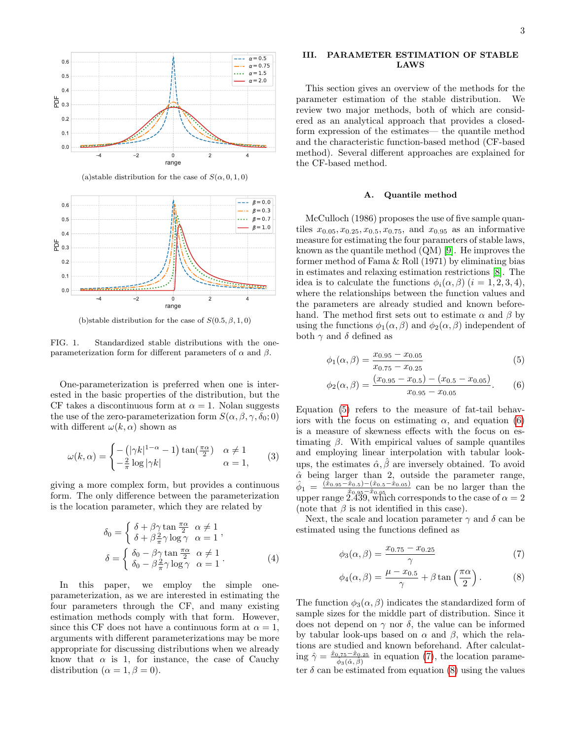(a)stable distribution for the case of $S(\alpha, 0, 1, 0)$

(b)stable distribution for the case of $S(0.5, \beta, 1, 0)$

FIG. 1. Standardized stable distributions with the one-parameterization form for different parameters of $\alpha$ and $\beta$.

One-parameterization is preferred when one is interested in the basic properties of the distribution, but the CF takes a discontinuous form at $\alpha = 1$. Nolan suggests the use of the zero-parameterization form $S(\alpha, \beta, \gamma, \delta_0; 0)$ with different $\omega(k, \alpha)$ shown as

$$\omega(k,\alpha) = \begin{cases} -\left(|\gamma k|^{1-\alpha} - 1\right)\tan\left(\frac{\pi\alpha}{2}\right) & \alpha \neq 1 \\ -\frac{2}{\pi}\log|\gamma k| & \alpha = 1, \end{cases} \tag{3}$$

giving a more complex form, but provides a continuous form. The only difference between the parameterization is the location parameter, which they are related by

$$\delta_0 = \begin{cases} \delta + \beta\gamma\tan\frac{\pi\alpha}{2} & \alpha \neq 1 \\ \delta + \beta\frac{2}{\pi}\gamma\log\gamma & \alpha = 1 \end{cases},$$
$$\delta = \begin{cases} \delta_0 - \beta\gamma\tan\frac{\pi\alpha}{2} & \alpha \neq 1 \\ \delta_0 - \beta\frac{2}{\pi}\gamma\log\gamma & \alpha = 1 \end{cases}. \tag{4}$$

In this paper, we employ the simple one-parameterization, as we are interested in estimating the four parameters through the CF, and many existing estimation methods comply with that form. However, since this CF does not have a continuous form at $\alpha = 1$, arguments with different parameterizations may be more appropriate for discussing distributions when we already know that $\alpha$ is 1, for instance, the case of Cauchy distribution ($\alpha = 1, \beta = 0$).

## III. PARAMETER ESTIMATION OF STABLE LAWS

This section gives an overview of the methods for the parameter estimation of the stable distribution. We review two major methods, both of which are considered as an analytical approach that provides a closed-form expression of the estimates— the quantile method and the characteristic function-based method (CF-based method). Several different approaches are explained for the CF-based method.

### A. Quantile method

McCulloch (1986) proposes the use of five sample quantiles $x_{0.05}, x_{0.25}, x_{0.5}, x_{0.75}$, and $x_{0.95}$ as an informative measure for estimating the four parameters of stable laws, known as the quantile method (QM) [9]. He improves the former method of Fama & Roll (1971) by eliminating bias in estimates and relaxing estimation restrictions [8]. The idea is to calculate the functions $\phi_i(\alpha, \beta)$ $(i = 1, 2, 3, 4)$, where the relationships between the function values and the parameters are already studied and known beforehand. The method first sets out to estimate $\alpha$ and $\beta$ by using the functions $\phi_1(\alpha, \beta)$ and $\phi_2(\alpha, \beta)$ independent of both $\gamma$ and $\delta$ defined as

$$\phi_1(\alpha,\beta) = \frac{x_{0.95} - x_{0.05}}{x_{0.75} - x_{0.25}} \tag{5}$$

$$\phi_2(\alpha,\beta) = \frac{(x_{0.95} - x_{0.5}) - (x_{0.5} - x_{0.05})}{x_{0.95} - x_{0.05}}. \tag{6}$$

Equation (5) refers to the measure of fat-tail behaviors with the focus on estimating $\alpha$, and equation (6) is a measure of skewness effects with the focus on estimating $\beta$. With empirical values of sample quantiles and employing linear interpolation with tabular lookups, the estimates $\hat{\alpha}, \hat{\beta}$ are inversely obtained. To avoid $\hat{\alpha}$ being larger than 2, outside the parameter range, $\hat{\phi}_1 = \frac{(\hat{x}_{0.95} - \hat{x}_{0.5}) - (\hat{x}_{0.5} - \hat{x}_{0.05})}{\hat{x}_{0.95} - \hat{x}_{0.05}}$ can be no larger than the upper range 2.439, which corresponds to the case of $\alpha = 2$ (note that $\beta$ is not identified in this case).

Next, the scale and location parameter $\gamma$ and $\delta$ can be estimated using the functions defined as

$$\phi_3(\alpha,\beta) = \frac{x_{0.75} - x_{0.25}}{\gamma} \tag{7}$$

$$\phi_4(\alpha,\beta) = \frac{\mu - x_{0.5}}{\gamma} + \beta\tan\left(\frac{\pi\alpha}{2}\right). \tag{8}$$

The function $\phi_3(\alpha, \beta)$ indicates the standardized form of sample sizes for the middle part of distribution. Since it does not depend on $\gamma$ nor $\delta$, the value can be informed by tabular look-ups based on $\alpha$ and $\beta$, which the relations are studied and known beforehand. After calculating $\hat{\gamma} = \frac{\hat{x}_{0.75} - \hat{x}_{0.25}}{\phi_3(\hat{\alpha}, \hat{\beta})}$ in equation (7), the location parameter $\delta$ can be estimated from equation (8) using the values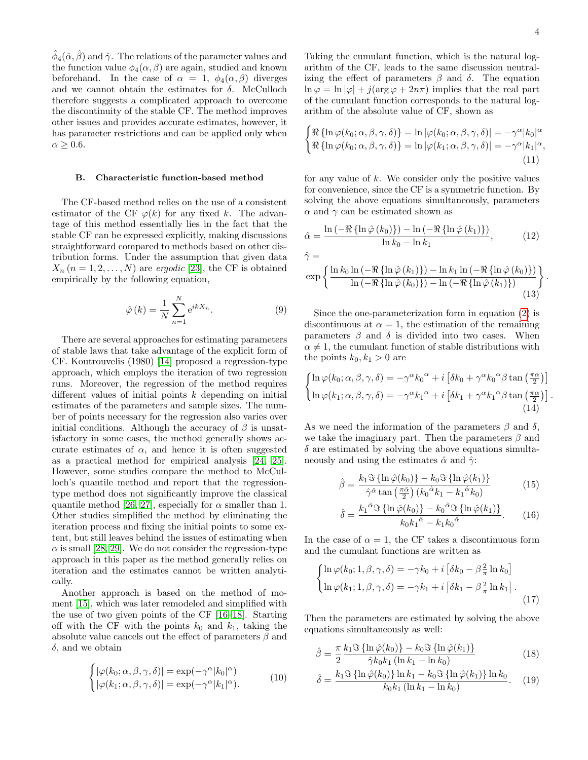$\hat{\phi}_4(\hat{\alpha}, \hat{\beta})$ and $\hat{\gamma}$. The relations of the parameter values and the function value $\phi_4(\alpha, \beta)$ are again, studied and known beforehand. In the case of $\alpha = 1$, $\phi_4(\alpha, \beta)$ diverges and we cannot obtain the estimates for $\delta$. McCulloch therefore suggests a complicated approach to overcome the discontinuity of the stable CF. The method improves other issues and provides accurate estimates, however, it has parameter restrictions and can be applied only when $\alpha \geq 0.6$.

### B. Characteristic function-based method

The CF-based method relies on the use of a consistent estimator of the CF $\varphi(k)$ for any fixed $k$. The advantage of this method essentially lies in the fact that the stable CF can be expressed explicitly, making discussions straightforward compared to methods based on other distribution forms. Under the assumption that given data $X_n\ (n = 1, 2, \ldots, N)$ are *ergodic* [23], the CF is obtained empirically by the following equation,

$$\hat{\varphi}(k) = \frac{1}{N} \sum_{n=1}^{N} \mathrm{e}^{ikX_n}. \tag{9}$$

There are several approaches for estimating parameters of stable laws that take advantage of the explicit form of CF. Koutrouvelis (1980) [14] proposed a regression-type approach, which employs the iteration of two regression runs. Moreover, the regression of the method requires different values of initial points $k$ depending on initial estimates of the parameters and sample sizes. The number of points necessary for the regression also varies over initial conditions. Although the accuracy of $\beta$ is unsatisfactory in some cases, the method generally shows accurate estimates of $\alpha$, and hence it is often suggested as a practical method for empirical analysis [24, 25]. However, some studies compare the method to McCulloch's quantile method and report that the regression-type method does not significantly improve the classical quantile method [26, 27], especially for $\alpha$ smaller than 1. Other studies simplified the method by eliminating the iteration process and fixing the initial points to some extent, but still leaves behind the issues of estimating when $\alpha$ is small [28, 29]. We do not consider the regression-type approach in this paper as the method generally relies on iteration and the estimates cannot be written analytically.

Another approach is based on the method of moment [15], which was later remodeled and simplified with the use of two given points of the CF [16–18]. Starting off with the CF with the points $k_0$ and $k_1$, taking the absolute value cancels out the effect of parameters $\beta$ and $\delta$, and we obtain

$$\begin{cases} |\varphi(k_0; \alpha, \beta, \gamma, \delta)| = \exp(-\gamma^\alpha |k_0|^\alpha) \\ |\varphi(k_1; \alpha, \beta, \gamma, \delta)| = \exp(-\gamma^\alpha |k_1|^\alpha). \end{cases} \tag{10}$$

Taking the cumulant function, which is the natural logarithm of the CF, leads to the same discussion neutralizing the effect of parameters $\beta$ and $\delta$. The equation $\ln \varphi = \ln |\varphi| + j(\arg \varphi + 2n\pi)$ implies that the real part of the cumulant function corresponds to the natural logarithm of the absolute value of CF, shown as

$$\begin{cases} \Re\{\ln \varphi(k_0; \alpha, \beta, \gamma, \delta)\} = \ln |\varphi(k_0; \alpha, \beta, \gamma, \delta)| = -\gamma^\alpha |k_0|^\alpha \\ \Re\{\ln \varphi(k_0; \alpha, \beta, \gamma, \delta)\} = \ln |\varphi(k_1; \alpha, \beta, \gamma, \delta)| = -\gamma^\alpha |k_1|^\alpha, \end{cases} \tag{11}$$

for any value of $k$. We consider only the positive values for convenience, since the CF is a symmetric function. By solving the above equations simultaneously, parameters $\alpha$ and $\gamma$ can be estimated shown as

$$\hat{\alpha} = \frac{\ln\left(-\Re\{\ln \hat{\varphi}(k_0)\}\right) - \ln\left(-\Re\{\ln \hat{\varphi}(k_1)\}\right)}{\ln k_0 - \ln k_1}, \tag{12}$$

$$\hat{\gamma} = \exp\left\{ \frac{\ln k_0 \ln\left(-\Re\{\ln \hat{\varphi}(k_1)\}\right) - \ln k_1 \ln\left(-\Re\{\ln \hat{\varphi}(k_0)\}\right)}{\ln\left(-\Re\{\ln \hat{\varphi}(k_0)\}\right) - \ln\left(-\Re\{\ln \hat{\varphi}(k_1)\}\right)} \right\}. \tag{13}$$

Since the one-parameterization form in equation (2) is discontinuous at $\alpha = 1$, the estimation of the remaining parameters $\beta$ and $\delta$ is divided into two cases. When $\alpha \neq 1$, the cumulant function of stable distributions with the points $k_0, k_1 > 0$ are

$$\begin{cases} \ln \varphi(k_0; \alpha, \beta, \gamma, \delta) = -\gamma^\alpha {k_0}^\alpha + i\left[\delta k_0 + \gamma^\alpha {k_0}^\alpha \beta \tan\left(\frac{\pi\alpha}{2}\right)\right] \\ \ln \varphi(k_1; \alpha, \beta, \gamma, \delta) = -\gamma^\alpha {k_1}^\alpha + i\left[\delta k_1 + \gamma^\alpha {k_1}^\alpha \beta \tan\left(\frac{\pi\alpha}{2}\right)\right]. \end{cases} \tag{14}$$

As we need the information of the parameters $\beta$ and $\delta$, we take the imaginary part. Then the parameters $\beta$ and $\delta$ are estimated by solving the above equations simultaneously and using the estimates $\hat{\alpha}$ and $\hat{\gamma}$:

$$\hat{\beta} = \frac{k_1 \Im\{\ln \hat{\varphi}(k_0)\} - k_0 \Im\{\ln \hat{\varphi}(k_1)\}}{\hat{\gamma}^{\hat{\alpha}} \tan\left(\frac{\pi\hat{\alpha}}{2}\right) \left({k_0}^{\hat{\alpha}} k_1 - {k_1}^{\hat{\alpha}} k_0\right)} \tag{15}$$

$$\hat{\delta} = \frac{{k_1}^{\hat{\alpha}} \Im\{\ln \hat{\varphi}(k_0)\} - {k_0}^{\hat{\alpha}} \Im\{\ln \hat{\varphi}(k_1)\}}{k_0 {k_1}^{\hat{\alpha}} - k_1 {k_0}^{\hat{\alpha}}}. \tag{16}$$

In the case of $\alpha = 1$, the CF takes a discontinuous form and the cumulant functions are written as

$$\begin{cases} \ln \varphi(k_0; 1, \beta, \gamma, \delta) = -\gamma k_0 + i\left[\delta k_0 - \beta \frac{2}{\pi} \ln k_0\right] \\ \ln \varphi(k_1; 1, \beta, \gamma, \delta) = -\gamma k_1 + i\left[\delta k_1 - \beta \frac{2}{\pi} \ln k_1\right]. \end{cases} \tag{17}$$

Then the parameters are estimated by solving the above equations simultaneously as well:

$$\hat{\beta} = \frac{\pi}{2} \frac{k_1 \Im\{\ln \hat{\varphi}(k_0)\} - k_0 \Im\{\ln \hat{\varphi}(k_1)\}}{\hat{\gamma} k_0 k_1 (\ln k_1 - \ln k_0)} \tag{18}$$

$$\hat{\delta} = \frac{k_1 \Im\{\ln \hat{\varphi}(k_0)\} \ln k_1 - k_0 \Im\{\ln \hat{\varphi}(k_1)\} \ln k_0}{k_0 k_1 (\ln k_1 - \ln k_0)}. \tag{19}$$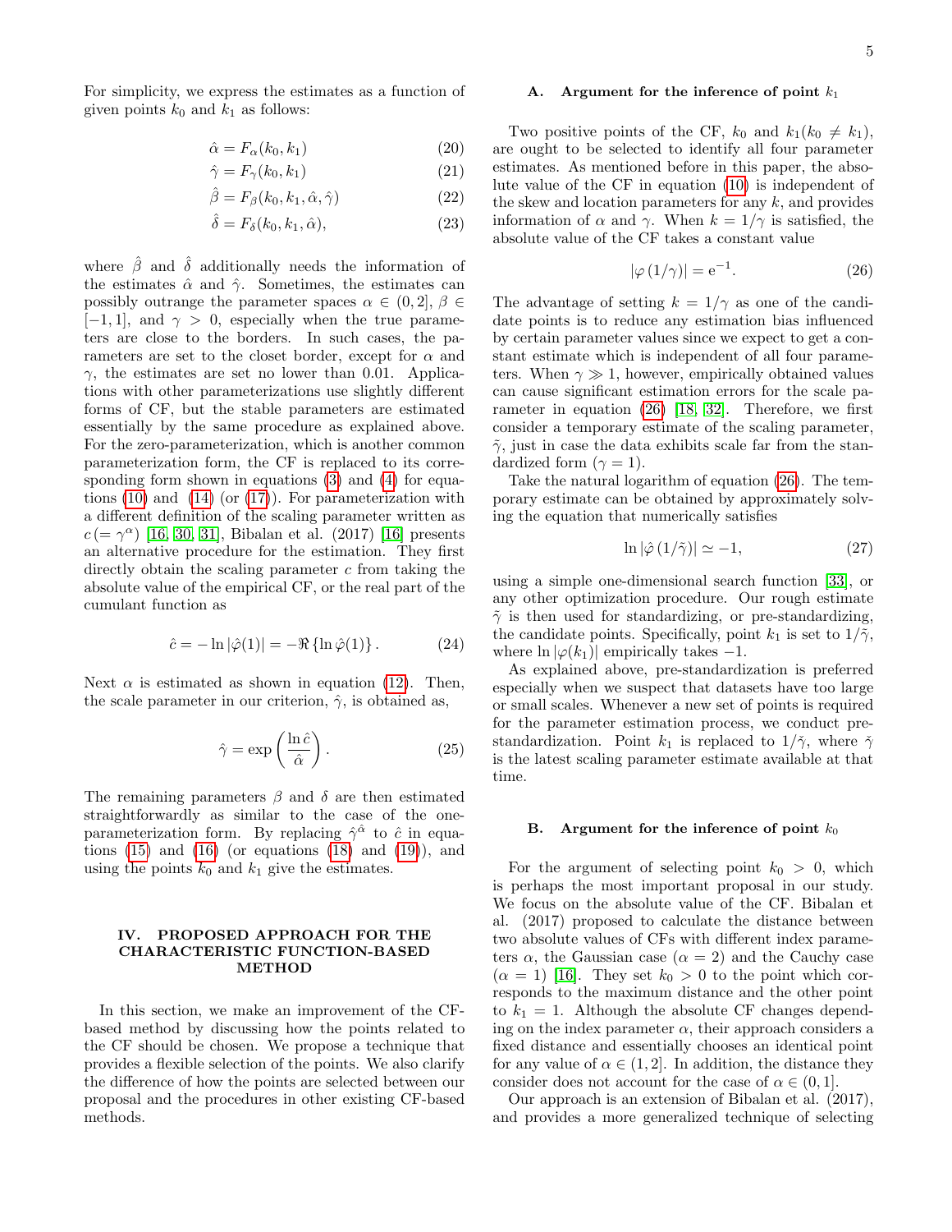For simplicity, we express the estimates as a function of given points $k_0$ and $k_1$ as follows:

$$\hat{\alpha} = F_{\alpha}(k_0, k_1) \tag{20}$$

$$\hat{\gamma} = F_{\gamma}(k_0, k_1) \tag{21}$$

$$\hat{\beta} = F_{\beta}(k_0, k_1, \hat{\alpha}, \hat{\gamma}) \tag{22}$$

$$\hat{\delta} = F_{\delta}(k_0, k_1, \hat{\alpha}), \tag{23}$$

where $\hat{\beta}$ and $\hat{\delta}$ additionally needs the information of the estimates $\hat{\alpha}$ and $\hat{\gamma}$. Sometimes, the estimates can possibly outrange the parameter spaces $\alpha \in (0, 2]$, $\beta \in [-1, 1]$, and $\gamma > 0$, especially when the true parameters are close to the borders. In such cases, the parameters are set to the closet border, except for $\alpha$ and $\gamma$, the estimates are set no lower than 0.01. Applications with other parameterizations use slightly different forms of CF, but the stable parameters are estimated essentially by the same procedure as explained above. For the zero-parameterization, which is another common parameterization form, the CF is replaced to its corresponding form shown in equations (3) and (4) for equations (10) and (14) (or (17)). For parameterization with a different definition of the scaling parameter written as $c\,(= \gamma^{\alpha})$ [16, 30, 31], Bibalan et al. (2017) [16] presents an alternative procedure for the estimation. They first directly obtain the scaling parameter $c$ from taking the absolute value of the empirical CF, or the real part of the cumulant function as

$$\hat{c} = -\ln|\hat{\varphi}(1)| = -\Re\{\ln\hat{\varphi}(1)\}. \tag{24}$$

Next $\alpha$ is estimated as shown in equation (12). Then, the scale parameter in our criterion, $\hat{\gamma}$, is obtained as,

$$\hat{\gamma} = \exp\left(\frac{\ln\hat{c}}{\hat{\alpha}}\right). \tag{25}$$

The remaining parameters $\beta$ and $\delta$ are then estimated straightforwardly as similar to the case of the one-parameterization form. By replacing $\hat{\gamma}^{\hat{\alpha}}$ to $\hat{c}$ in equations (15) and (16) (or equations (18) and (19)), and using the points $k_0$ and $k_1$ give the estimates.

## IV. PROPOSED APPROACH FOR THE CHARACTERISTIC FUNCTION-BASED METHOD

In this section, we make an improvement of the CF-based method by discussing how the points related to the CF should be chosen. We propose a technique that provides a flexible selection of the points. We also clarify the difference of how the points are selected between our proposal and the procedures in other existing CF-based methods.

### A. Argument for the inference of point $k_1$

Two positive points of the CF, $k_0$ and $k_1 (k_0 \neq k_1)$, are ought to be selected to identify all four parameter estimates. As mentioned before in this paper, the absolute value of the CF in equation (10) is independent of the skew and location parameters for any $k$, and provides information of $\alpha$ and $\gamma$. When $k = 1/\gamma$ is satisfied, the absolute value of the CF takes a constant value

$$|\varphi(1/\gamma)| = \mathrm{e}^{-1}. \tag{26}$$

The advantage of setting $k = 1/\gamma$ as one of the candidate points is to reduce any estimation bias influenced by certain parameter values since we expect to get a constant estimate which is independent of all four parameters. When $\gamma \gg 1$, however, empirically obtained values can cause significant estimation errors for the scale parameter in equation (26) [18, 32]. Therefore, we first consider a temporary estimate of the scaling parameter, $\tilde{\gamma}$, just in case the data exhibits scale far from the standardized form ($\gamma = 1$).

Take the natural logarithm of equation (26). The temporary estimate can be obtained by approximately solving the equation that numerically satisfies

$$\ln|\hat{\varphi}(1/\tilde{\gamma})| \simeq -1, \tag{27}$$

using a simple one-dimensional search function [33], or any other optimization procedure. Our rough estimate $\tilde{\gamma}$ is then used for standardizing, or pre-standardizing, the candidate points. Specifically, point $k_1$ is set to $1/\tilde{\gamma}$, where $\ln|\varphi(k_1)|$ empirically takes $-1$.

As explained above, pre-standardization is preferred especially when we suspect that datasets have too large or small scales. Whenever a new set of points is required for the parameter estimation process, we conduct pre-standardization. Point $k_1$ is replaced to $1/\tilde{\gamma}$, where $\tilde{\gamma}$ is the latest scaling parameter estimate available at that time.

### B. Argument for the inference of point $k_0$

For the argument of selecting point $k_0 > 0$, which is perhaps the most important proposal in our study. We focus on the absolute value of the CF. Bibalan et al. (2017) proposed to calculate the distance between two absolute values of CFs with different index parameters $\alpha$, the Gaussian case ($\alpha = 2$) and the Cauchy case ($\alpha = 1$) [16]. They set $k_0 > 0$ to the point which corresponds to the maximum distance and the other point to $k_1 = 1$. Although the absolute CF changes depending on the index parameter $\alpha$, their approach considers a fixed distance and essentially chooses an identical point for any value of $\alpha \in (1, 2]$. In addition, the distance they consider does not account for the case of $\alpha \in (0, 1]$.

Our approach is an extension of Bibalan et al. (2017), and provides a more generalized technique of selecting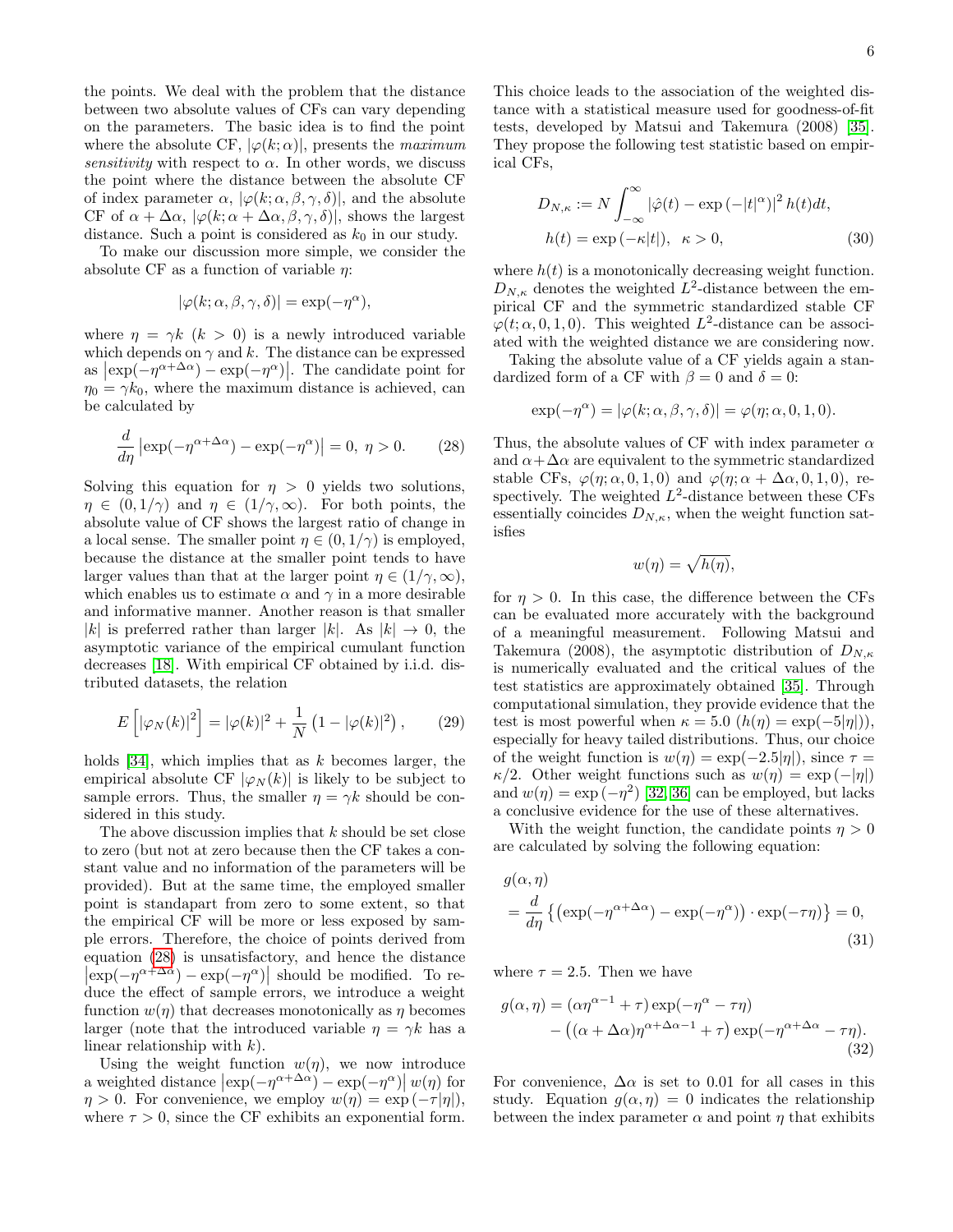the points. We deal with the problem that the distance between two absolute values of CFs can vary depending on the parameters. The basic idea is to find the point where the absolute CF, $|\varphi(k;\alpha)|$, presents the *maximum sensitivity* with respect to $\alpha$. In other words, we discuss the point where the distance between the absolute CF of index parameter $\alpha$, $|\varphi(k;\alpha,\beta,\gamma,\delta)|$, and the absolute CF of $\alpha+\Delta\alpha$, $|\varphi(k;\alpha+\Delta\alpha,\beta,\gamma,\delta)|$, shows the largest distance. Such a point is considered as $k_0$ in our study.

To make our discussion more simple, we consider the absolute CF as a function of variable $\eta$:

$$|\varphi(k;\alpha,\beta,\gamma,\delta)| = \exp(-\eta^{\alpha}),$$

where $\eta = \gamma k$ $(k > 0)$ is a newly introduced variable which depends on $\gamma$ and $k$. The distance can be expressed as $\left|\exp(-\eta^{\alpha+\Delta\alpha}) - \exp(-\eta^{\alpha})\right|$. The candidate point for $\eta_0 = \gamma k_0$, where the maximum distance is achieved, can be calculated by

$$\frac{d}{d\eta}\left|\exp(-\eta^{\alpha+\Delta\alpha}) - \exp(-\eta^{\alpha})\right| = 0,\ \eta > 0. \tag{28}$$

Solving this equation for $\eta > 0$ yields two solutions, $\eta \in (0, 1/\gamma)$ and $\eta \in (1/\gamma, \infty)$. For both points, the absolute value of CF shows the largest ratio of change in a local sense. The smaller point $\eta \in (0, 1/\gamma)$ is employed, because the distance at the smaller point tends to have larger values than that at the larger point $\eta \in (1/\gamma, \infty)$, which enables us to estimate $\alpha$ and $\gamma$ in a more desirable and informative manner. Another reason is that smaller $|k|$ is preferred rather than larger $|k|$. As $|k| \to 0$, the asymptotic variance of the empirical cumulant function decreases [18]. With empirical CF obtained by i.i.d. distributed datasets, the relation

$$E\left[|\varphi_N(k)|^2\right] = |\varphi(k)|^2 + \frac{1}{N}\left(1 - |\varphi(k)|^2\right), \tag{29}$$

holds [34], which implies that as $k$ becomes larger, the empirical absolute CF $|\varphi_N(k)|$ is likely to be subject to sample errors. Thus, the smaller $\eta = \gamma k$ should be considered in this study.

The above discussion implies that $k$ should be set close to zero (but not at zero because then the CF takes a constant value and no information of the parameters will be provided). But at the same time, the employed smaller point is standapart from zero to some extent, so that the empirical CF will be more or less exposed by sample errors. Therefore, the choice of points derived from equation (28) is unsatisfactory, and hence the distance $\left|\exp(-\eta^{\alpha+\Delta\alpha}) - \exp(-\eta^{\alpha})\right|$ should be modified. To reduce the effect of sample errors, we introduce a weight function $w(\eta)$ that decreases monotonically as $\eta$ becomes larger (note that the introduced variable $\eta = \gamma k$ has a linear relationship with $k$).

Using the weight function $w(\eta)$, we now introduce a weighted distance $\left|\exp(-\eta^{\alpha+\Delta\alpha}) - \exp(-\eta^{\alpha})\right| w(\eta)$ for $\eta > 0$. For convenience, we employ $w(\eta) = \exp(-\tau|\eta|)$, where $\tau > 0$, since the CF exhibits an exponential form. This choice leads to the association of the weighted distance with a statistical measure used for goodness-of-fit tests, developed by Matsui and Takemura (2008) [35]. They propose the following test statistic based on empirical CFs,

$$\begin{aligned} D_{N,\kappa} &:= N\int_{-\infty}^{\infty} \left|\hat{\varphi}(t) - \exp\left(-|t|^{\alpha}\right)\right|^2 h(t)dt, \\ h(t) &= \exp\left(-\kappa|t|\right),\ \ \kappa > 0, \end{aligned} \tag{30}$$

where $h(t)$ is a monotonically decreasing weight function. $D_{N,\kappa}$ denotes the weighted $L^2$-distance between the empirical CF and the symmetric standardized stable CF $\varphi(t;\alpha,0,1,0)$. This weighted $L^2$-distance can be associated with the weighted distance we are considering now.

Taking the absolute value of a CF yields again a standardized form of a CF with $\beta = 0$ and $\delta = 0$:

$$\exp(-\eta^{\alpha}) = |\varphi(k;\alpha,\beta,\gamma,\delta)| = \varphi(\eta;\alpha,0,1,0).$$

Thus, the absolute values of CF with index parameter $\alpha$ and $\alpha+\Delta\alpha$ are equivalent to the symmetric standardized stable CFs, $\varphi(\eta;\alpha,0,1,0)$ and $\varphi(\eta;\alpha+\Delta\alpha,0,1,0)$, respectively. The weighted $L^2$-distance between these CFs essentially coincides $D_{N,\kappa}$, when the weight function satisfies

$$w(\eta) = \sqrt{h(\eta)},$$

for $\eta > 0$. In this case, the difference between the CFs can be evaluated more accurately with the background of a meaningful measurement. Following Matsui and Takemura (2008), the asymptotic distribution of $D_{N,\kappa}$ is numerically evaluated and the critical values of the test statistics are approximately obtained [35]. Through computational simulation, they provide evidence that the test is most powerful when $\kappa = 5.0$ $(h(\eta) = \exp(-5|\eta|))$, especially for heavy tailed distributions. Thus, our choice of the weight function is $w(\eta) = \exp(-2.5|\eta|)$, since $\tau = \kappa/2$. Other weight functions such as $w(\eta) = \exp(-|\eta|)$ and $w(\eta) = \exp(-\eta^2)$ [32, 36] can be employed, but lacks a conclusive evidence for the use of these alternatives.

With the weight function, the candidate points $\eta > 0$ are calculated by solving the following equation:

$$\begin{aligned} &g(\alpha,\eta) \\ &= \frac{d}{d\eta}\left\{\left(\exp(-\eta^{\alpha+\Delta\alpha}) - \exp(-\eta^{\alpha})\right)\cdot\exp(-\tau\eta)\right\} = 0, \end{aligned} \tag{31}$$

where $\tau = 2.5$. Then we have

$$\begin{aligned} g(\alpha,\eta) &= \left(\alpha\eta^{\alpha-1} + \tau\right)\exp(-\eta^{\alpha} - \tau\eta) \\ &\quad - \left((\alpha+\Delta\alpha)\eta^{\alpha+\Delta\alpha-1} + \tau\right)\exp(-\eta^{\alpha+\Delta\alpha} - \tau\eta). \end{aligned} \tag{32}$$

For convenience, $\Delta\alpha$ is set to 0.01 for all cases in this study. Equation $g(\alpha,\eta) = 0$ indicates the relationship between the index parameter $\alpha$ and point $\eta$ that exhibits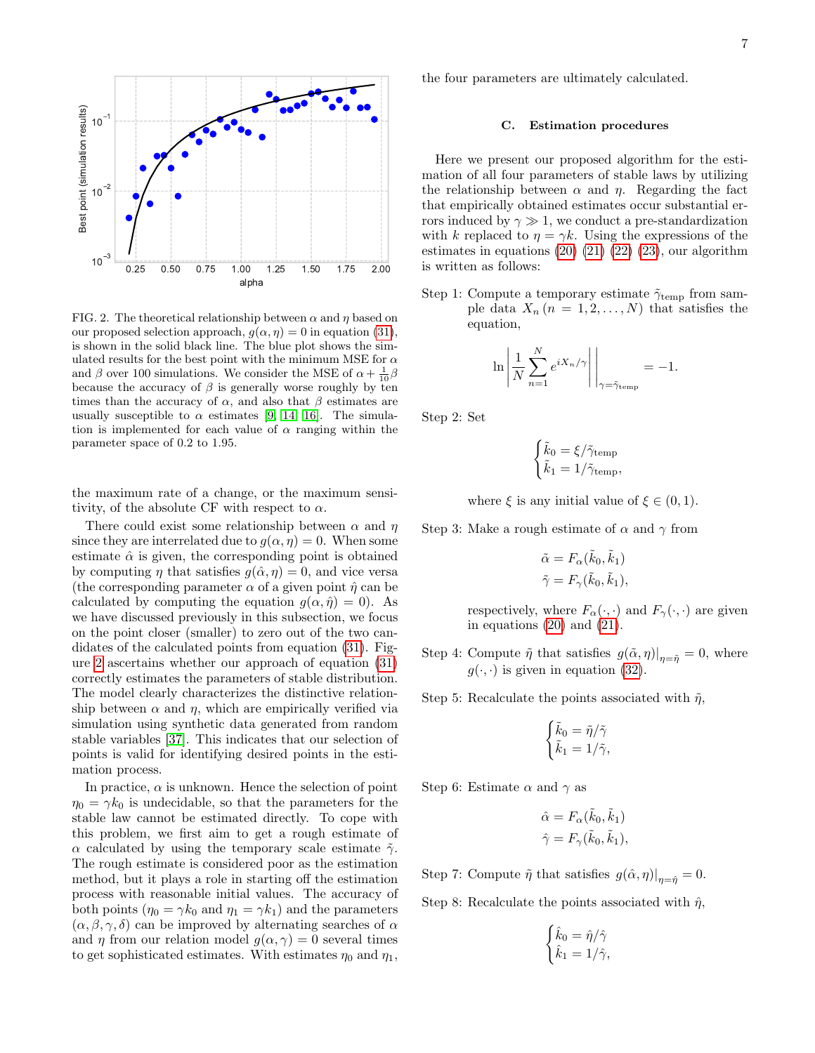FIG. 2. The theoretical relationship between $\alpha$ and $\eta$ based on our proposed selection approach, $g(\alpha, \eta) = 0$ in equation (31), is shown in the solid black line. The blue plot shows the simulated results for the best point with the minimum MSE for $\alpha$ and $\beta$ over 100 simulations. We consider the MSE of $\alpha + \frac{1}{10}\beta$ because the accuracy of $\beta$ is generally worse roughly by ten times than the accuracy of $\alpha$, and also that $\beta$ estimates are usually susceptible to $\alpha$ estimates [9, 14, 16]. The simulation is implemented for each value of $\alpha$ ranging within the parameter space of 0.2 to 1.95.

the maximum rate of a change, or the maximum sensitivity, of the absolute CF with respect to $\alpha$.

There could exist some relationship between $\alpha$ and $\eta$ since they are interrelated due to $g(\alpha, \eta) = 0$. When some estimate $\hat{\alpha}$ is given, the corresponding point is obtained by computing $\eta$ that satisfies $g(\hat{\alpha}, \eta) = 0$, and vice versa (the corresponding parameter $\alpha$ of a given point $\hat{\eta}$ can be calculated by computing the equation $g(\alpha, \hat{\eta}) = 0$). As we have discussed previously in this subsection, we focus on the point closer (smaller) to zero out of the two candidates of the calculated points from equation (31). Figure 2 ascertains whether our approach of equation (31) correctly estimates the parameters of stable distribution. The model clearly characterizes the distinctive relationship between $\alpha$ and $\eta$, which are empirically verified via simulation using synthetic data generated from random stable variables [37]. This indicates that our selection of points is valid for identifying desired points in the estimation process.

In practice, $\alpha$ is unknown. Hence the selection of point $\eta_0 = \gamma k_0$ is undecidable, so that the parameters for the stable law cannot be estimated directly. To cope with this problem, we first aim to get a rough estimate of $\alpha$ calculated by using the temporary scale estimate $\tilde{\gamma}$. The rough estimate is considered poor as the estimation method, but it plays a role in starting off the estimation process with reasonable initial values. The accuracy of both points ($\eta_0 = \gamma k_0$ and $\eta_1 = \gamma k_1$) and the parameters $(\alpha, \beta, \gamma, \delta)$ can be improved by alternating searches of $\alpha$ and $\eta$ from our relation model $g(\alpha, \gamma) = 0$ several times to get sophisticated estimates. With estimates $\eta_0$ and $\eta_1$, the four parameters are ultimately calculated.

### C. Estimation procedures

Here we present our proposed algorithm for the estimation of all four parameters of stable laws by utilizing the relationship between $\alpha$ and $\eta$. Regarding the fact that empirically obtained estimates occur substantial errors induced by $\gamma \gg 1$, we conduct a pre-standardization with $k$ replaced to $\eta = \gamma k$. Using the expressions of the estimates in equations (20) (21) (22) (23), our algorithm is written as follows:

Step 1: Compute a temporary estimate $\tilde{\gamma}_{\text{temp}}$ from sample data $X_n$ $(n = 1, 2, \ldots, N)$ that satisfies the equation,

$$\ln \left| \frac{1}{N} \sum_{n=1}^{N} e^{iX_n/\gamma} \right| \Bigg|_{\gamma = \tilde{\gamma}_{\text{temp}}} = -1.$$

Step 2: Set

$$\begin{cases} \tilde{k}_0 = \xi / \tilde{\gamma}_{\text{temp}} \\ \tilde{k}_1 = 1 / \tilde{\gamma}_{\text{temp}}, \end{cases}$$

where $\xi$ is any initial value of $\xi \in (0, 1)$.

Step 3: Make a rough estimate of $\alpha$ and $\gamma$ from

$$\tilde{\alpha} = F_\alpha(\tilde{k}_0, \tilde{k}_1)$$
$$\tilde{\gamma} = F_\gamma(\tilde{k}_0, \tilde{k}_1),$$

respectively, where $F_\alpha(\cdot, \cdot)$ and $F_\gamma(\cdot, \cdot)$ are given in equations (20) and (21).

Step 4: Compute $\tilde{\eta}$ that satisfies $g(\tilde{\alpha}, \eta)|_{\eta = \tilde{\eta}} = 0$, where $g(\cdot, \cdot)$ is given in equation (32).

Step 5: Recalculate the points associated with $\tilde{\eta}$,

$$\begin{cases} \tilde{k}_0 = \tilde{\eta} / \tilde{\gamma} \\ \tilde{k}_1 = 1 / \tilde{\gamma}, \end{cases}$$

Step 6: Estimate $\alpha$ and $\gamma$ as

$$\hat{\alpha} = F_\alpha(\tilde{k}_0, \tilde{k}_1)$$
$$\hat{\gamma} = F_\gamma(\tilde{k}_0, \tilde{k}_1),$$

Step 7: Compute $\hat{\eta}$ that satisfies $g(\hat{\alpha}, \eta)|_{\eta = \hat{\eta}} = 0$.

Step 8: Recalculate the points associated with $\hat{\eta}$,

$$\begin{cases} \hat{k}_0 = \hat{\eta} / \hat{\gamma} \\ \hat{k}_1 = 1 / \hat{\gamma}, \end{cases}$$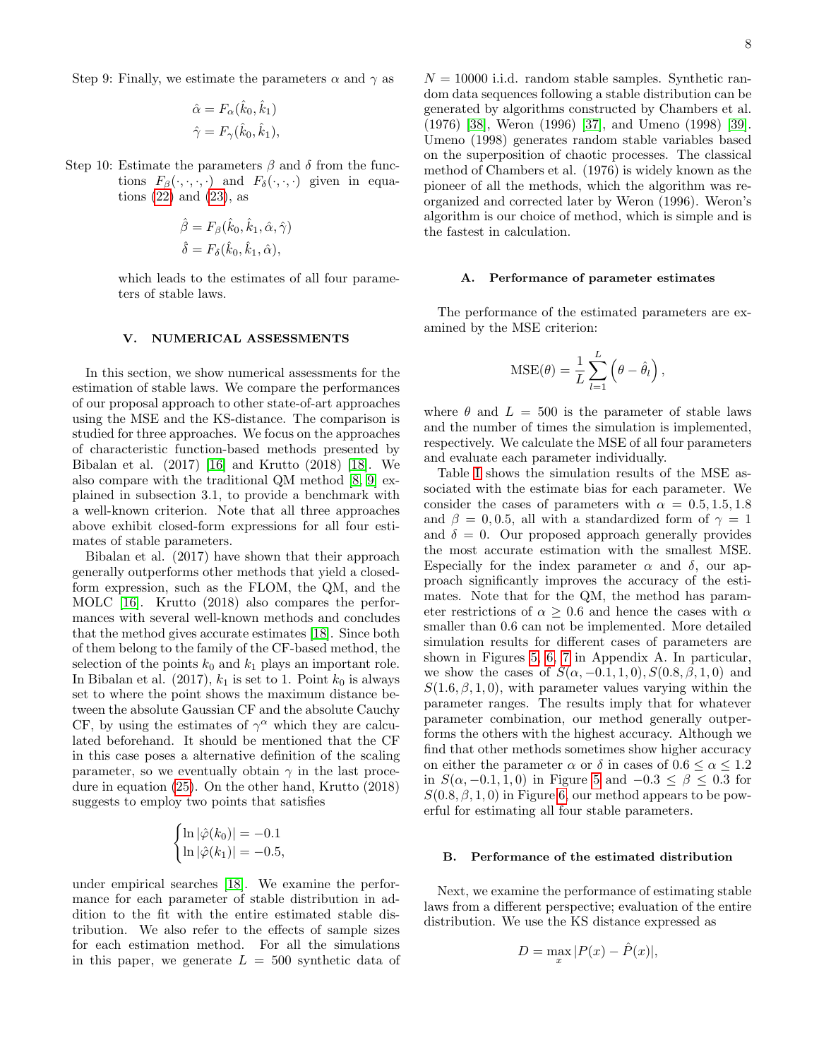Step 9: Finally, we estimate the parameters $\alpha$ and $\gamma$ as

$$\hat{\alpha} = F_\alpha(\hat{k}_0, \hat{k}_1)$$
$$\hat{\gamma} = F_\gamma(\hat{k}_0, \hat{k}_1),$$

Step 10: Estimate the parameters $\beta$ and $\delta$ from the functions $F_\beta(\cdot,\cdot,\cdot,\cdot)$ and $F_\delta(\cdot,\cdot,\cdot)$ given in equations (22) and (23), as

$$\hat{\beta} = F_\beta(\hat{k}_0, \hat{k}_1, \hat{\alpha}, \hat{\gamma})$$
$$\hat{\delta} = F_\delta(\hat{k}_0, \hat{k}_1, \hat{\alpha}),$$

which leads to the estimates of all four parameters of stable laws.

## V. NUMERICAL ASSESSMENTS

In this section, we show numerical assessments for the estimation of stable laws. We compare the performances of our proposal approach to other state-of-art approaches using the MSE and the KS-distance. The comparison is studied for three approaches. We focus on the approaches of characteristic function-based methods presented by Bibalan et al. (2017) [16] and Krutto (2018) [18]. We also compare with the traditional QM method [8, 9] explained in subsection 3.1, to provide a benchmark with a well-known criterion. Note that all three approaches above exhibit closed-form expressions for all four estimates of stable parameters.

Bibalan et al. (2017) have shown that their approach generally outperforms other methods that yield a closed-form expression, such as the FLOM, the QM, and the MOLC [16]. Krutto (2018) also compares the performances with several well-known methods and concludes that the method gives accurate estimates [18]. Since both of them belong to the family of the CF-based method, the selection of the points $k_0$ and $k_1$ plays an important role. In Bibalan et al. (2017), $k_1$ is set to 1. Point $k_0$ is always set to where the point shows the maximum distance between the absolute Gaussian CF and the absolute Cauchy CF, by using the estimates of $\gamma^\alpha$ which they are calculated beforehand. It should be mentioned that the CF in this case poses a alternative definition of the scaling parameter, so we eventually obtain $\gamma$ in the last procedure in equation (25). On the other hand, Krutto (2018) suggests to employ two points that satisfies

$$\begin{cases} \ln|\hat{\varphi}(k_0)| = -0.1 \\ \ln|\hat{\varphi}(k_1)| = -0.5, \end{cases}$$

under empirical searches [18]. We examine the performance for each parameter of stable distribution in addition to the fit with the entire estimated stable distribution. We also refer to the effects of sample sizes for each estimation method. For all the simulations in this paper, we generate $L = 500$ synthetic data of $N = 10000$ i.i.d. random stable samples. Synthetic random data sequences following a stable distribution can be generated by algorithms constructed by Chambers et al. (1976) [38], Weron (1996) [37], and Umeno (1998) [39]. Umeno (1998) generates random stable variables based on the superposition of chaotic processes. The classical method of Chambers et al. (1976) is widely known as the pioneer of all the methods, which the algorithm was reorganized and corrected later by Weron (1996). Weron's algorithm is our choice of method, which is simple and is the fastest in calculation.

### A. Performance of parameter estimates

The performance of the estimated parameters are examined by the MSE criterion:

$$\text{MSE}(\theta) = \frac{1}{L}\sum_{l=1}^{L}\left(\theta - \hat{\theta}_l\right),$$

where $\theta$ and $L = 500$ is the parameter of stable laws and the number of times the simulation is implemented, respectively. We calculate the MSE of all four parameters and evaluate each parameter individually.

Table I shows the simulation results of the MSE associated with the estimate bias for each parameter. We consider the cases of parameters with $\alpha = 0.5, 1.5, 1.8$ and $\beta = 0, 0.5$, all with a standardized form of $\gamma = 1$ and $\delta = 0$. Our proposed approach generally provides the most accurate estimation with the smallest MSE. Especially for the index parameter $\alpha$ and $\delta$, our approach significantly improves the accuracy of the estimates. Note that for the QM, the method has parameter restrictions of $\alpha \geq 0.6$ and hence the cases with $\alpha$ smaller than 0.6 can not be implemented. More detailed simulation results for different cases of parameters are shown in Figures 5, 6, 7 in Appendix A. In particular, we show the cases of $S(\alpha, -0.1, 1, 0), S(0.8, \beta, 1, 0)$ and $S(1.6, \beta, 1, 0)$, with parameter values varying within the parameter ranges. The results imply that for whatever parameter combination, our method generally outperforms the others with the highest accuracy. Although we find that other methods sometimes show higher accuracy on either the parameter $\alpha$ or $\delta$ in cases of $0.6 \leq \alpha \leq 1.2$ in $S(\alpha, -0.1, 1, 0)$ in Figure 5 and $-0.3 \leq \beta \leq 0.3$ for $S(0.8, \beta, 1, 0)$ in Figure 6, our method appears to be powerful for estimating all four stable parameters.

### B. Performance of the estimated distribution

Next, we examine the performance of estimating stable laws from a different perspective; evaluation of the entire distribution. We use the KS distance expressed as

$$D = \max_x |P(x) - \hat{P}(x)|,$$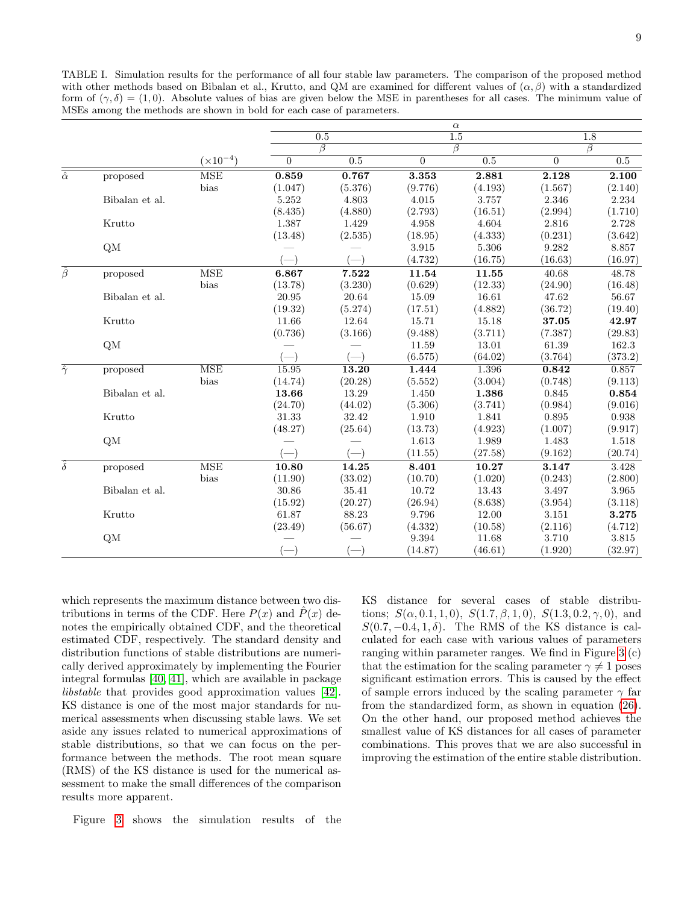TABLE I. Simulation results for the performance of all four stable law parameters. The comparison of the proposed method with other methods based on Bibalan et al., Krutto, and QM are examined for different values of $(\alpha, \beta)$ with a standardized form of $(\gamma, \delta) = (1, 0)$. Absolute values of bias are given below the MSE in parentheses for all cases. The minimum value of MSEs among the methods are shown in bold for each case of parameters.

| | | | $\alpha$ | | | | | |
|---|---|---|---|---|---|---|---|---|
| | | | 0.5 | | 1.5 | | 1.8 | |
| | | | $\beta$ | | $\beta$ | | $\beta$ | |
| | | $(\times 10^{-4})$ | 0 | 0.5 | 0 | 0.5 | 0 | 0.5 |
| $\hat{\alpha}$ | proposed | MSE | **0.859** | **0.767** | **3.353** | **2.881** | **2.128** | **2.100** |
| | | bias | (1.047) | (5.376) | (9.776) | (4.193) | (1.567) | (2.140) |
| | Bibalan et al. | | 5.252 | 4.803 | 4.015 | 3.757 | 2.346 | 2.234 |
| | | | (8.435) | (4.880) | (2.793) | (16.51) | (2.994) | (1.710) |
| | Krutto | | 1.387 | 1.429 | 4.958 | 4.604 | 2.816 | 2.728 |
| | | | (13.48) | (2.535) | (18.95) | (4.333) | (0.231) | (3.642) |
| | QM | | — | — | 3.915 | 5.306 | 9.282 | 8.857 |
| | | | (—) | (—) | (4.732) | (16.75) | (16.63) | (16.97) |
| $\hat{\beta}$ | proposed | MSE | **6.867** | **7.522** | **11.54** | **11.55** | 40.68 | 48.78 |
| | | bias | (13.78) | (3.230) | (0.629) | (12.33) | (24.90) | (16.48) |
| | Bibalan et al. | | 20.95 | 20.64 | 15.09 | 16.61 | 47.62 | 56.67 |
| | | | (19.32) | (5.274) | (17.51) | (4.882) | (36.72) | (19.40) |
| | Krutto | | 11.66 | 12.64 | 15.71 | 15.18 | **37.05** | **42.97** |
| | | | (0.736) | (3.166) | (9.488) | (3.711) | (7.387) | (29.83) |
| | QM | | — | — | 11.59 | 13.01 | 61.39 | 162.3 |
| | | | (—) | (—) | (6.575) | (64.02) | (3.764) | (373.2) |
| $\hat{\gamma}$ | proposed | MSE | 15.95 | **13.20** | **1.444** | 1.396 | **0.842** | 0.857 |
| | | bias | (14.74) | (20.28) | (5.552) | (3.004) | (0.748) | (9.113) |
| | Bibalan et al. | | **13.66** | 13.29 | 1.450 | **1.386** | 0.845 | **0.854** |
| | | | (24.70) | (44.02) | (5.306) | (3.741) | (0.984) | (9.016) |
| | Krutto | | 31.33 | 32.42 | 1.910 | 1.841 | 0.895 | 0.938 |
| | | | (48.27) | (25.64) | (13.73) | (4.923) | (1.007) | (9.917) |
| | QM | | — | — | 1.613 | 1.989 | 1.483 | 1.518 |
| | | | (—) | (—) | (11.55) | (27.58) | (9.162) | (20.74) |
| $\hat{\delta}$ | proposed | MSE | **10.80** | **14.25** | **8.401** | **10.27** | **3.147** | 3.428 |
| | | bias | (11.90) | (33.02) | (10.70) | (1.020) | (0.243) | (2.800) |
| | Bibalan et al. | | 30.86 | 35.41 | 10.72 | 13.43 | 3.497 | 3.965 |
| | | | (15.92) | (20.27) | (26.94) | (8.638) | (3.954) | (3.118) |
| | Krutto | | 61.87 | 88.23 | 9.796 | 12.00 | 3.151 | **3.275** |
| | | | (23.49) | (56.67) | (4.332) | (10.58) | (2.116) | (4.712) |
| | QM | | — | — | 9.394 | 11.68 | 3.710 | 3.815 |
| | | | (—) | (—) | (14.87) | (46.61) | (1.920) | (32.97) |

which represents the maximum distance between two distributions in terms of the CDF. Here $P(x)$ and $\hat{P}(x)$ denotes the empirically obtained CDF, and the theoretical estimated CDF, respectively. The standard density and distribution functions of stable distributions are numerically derived approximately by implementing the Fourier integral formulas [40, 41], which are available in package *libstable* that provides good approximation values [42]. KS distance is one of the most major standards for numerical assessments when discussing stable laws. We set aside any issues related to numerical approximations of stable distributions, so that we can focus on the performance between the methods. The root mean square (RMS) of the KS distance is used for the numerical assessment to make the small differences of the comparison results more apparent.

Figure 3 shows the simulation results of the KS distance for several cases of stable distributions; $S(\alpha, 0.1, 1, 0)$, $S(1.7, \beta, 1, 0)$, $S(1.3, 0.2, \gamma, 0)$, and $S(0.7, -0.4, 1, \delta)$. The RMS of the KS distance is calculated for each case with various values of parameters ranging within parameter ranges. We find in Figure 3 (c) that the estimation for the scaling parameter $\gamma \neq 1$ poses significant estimation errors. This is caused by the effect of sample errors induced by the scaling parameter $\gamma$ far from the standardized form, as shown in equation (26). On the other hand, our proposed method achieves the smallest value of KS distances for all cases of parameter combinations. This proves that we are also successful in improving the estimation of the entire stable distribution.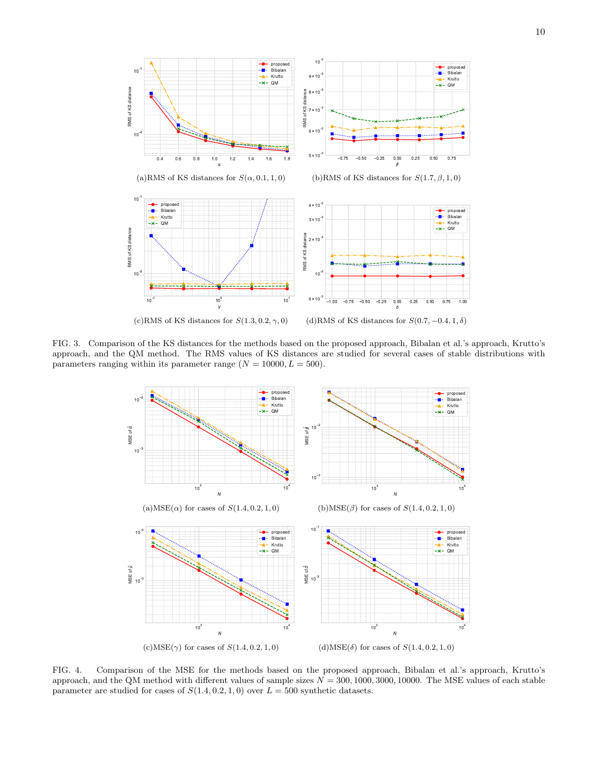(a)RMS of KS distances for $S(\alpha, 0.1, 1, 0)$

(b)RMS of KS distances for $S(1.7, \beta, 1, 0)$

(c)RMS of KS distances for $S(1.3, 0.2, \gamma, 0)$

(d)RMS of KS distances for $S(0.7, -0.4, 1, \delta)$

FIG. 3. Comparison of the KS distances for the methods based on the proposed approach, Bibalan et al.'s approach, Krutto's approach, and the QM method. The RMS values of KS distances are studied for several cases of stable distributions with parameters ranging within its parameter range ($N = 10000, L = 500$).

(a)MSE($\alpha$) for cases of $S(1.4, 0.2, 1, 0)$

(b)MSE($\beta$) for cases of $S(1.4, 0.2, 1, 0)$

(c)MSE($\gamma$) for cases of $S(1.4, 0.2, 1, 0)$

(d)MSE($\delta$) for cases of $S(1.4, 0.2, 1, 0)$

FIG. 4. Comparison of the MSE for the methods based on the proposed approach, Bibalan et al.'s approach, Krutto's approach, and the QM method with different values of sample sizes $N = 300, 1000, 3000, 10000$. The MSE values of each stable parameter are studied for cases of $S(1.4, 0.2, 1, 0)$ over $L = 500$ synthetic datasets.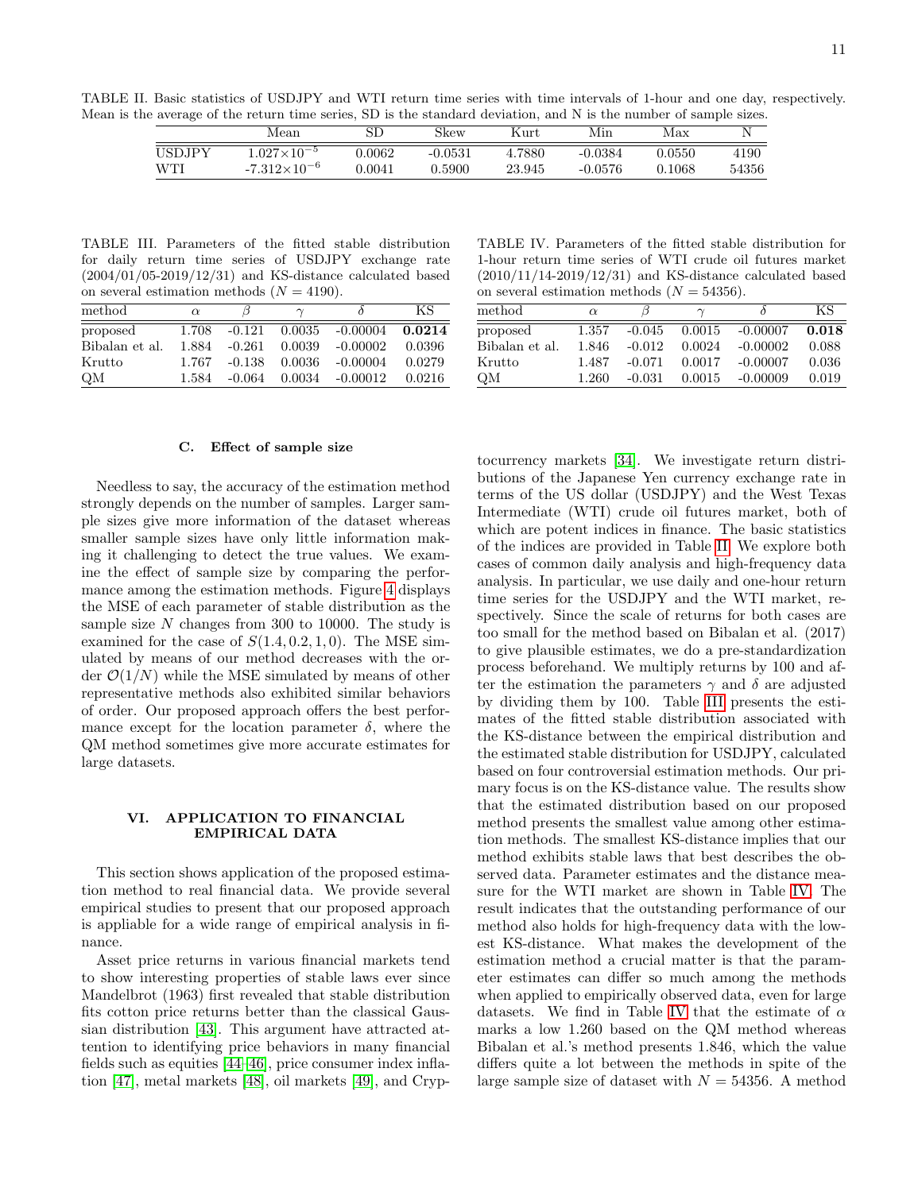TABLE II. Basic statistics of USDJPY and WTI return time series with time intervals of 1-hour and one day, respectively. Mean is the average of the return time series, SD is the standard deviation, and N is the number of sample sizes.

| | Mean | SD | Skew | Kurt | Min | Max | N |
|---|---|---|---|---|---|---|---|
| USDJPY | $1.027\times10^{-5}$ | 0.0062 | -0.0531 | 4.7880 | -0.0384 | 0.0550 | 4190 |
| WTI | $-7.312\times10^{-6}$ | 0.0041 | 0.5900 | 23.945 | -0.0576 | 0.1068 | 54356 |

TABLE III. Parameters of the fitted stable distribution for daily return time series of USDJPY exchange rate (2004/01/05-2019/12/31) and KS-distance calculated based on several estimation methods ($N = 4190$).

| method | $\alpha$ | $\beta$ | $\gamma$ | $\delta$ | KS |
|---|---|---|---|---|---|
| proposed | 1.708 | -0.121 | 0.0035 | -0.00004 | **0.0214** |
| Bibalan et al. | 1.884 | -0.261 | 0.0039 | -0.00002 | 0.0396 |
| Krutto | 1.767 | -0.138 | 0.0036 | -0.00004 | 0.0279 |
| QM | 1.584 | -0.064 | 0.0034 | -0.00012 | 0.0216 |

TABLE IV. Parameters of the fitted stable distribution for 1-hour return time series of WTI crude oil futures market (2010/11/14-2019/12/31) and KS-distance calculated based on several estimation methods ($N = 54356$).

| method | $\alpha$ | $\beta$ | $\gamma$ | $\delta$ | KS |
|---|---|---|---|---|---|
| proposed | 1.357 | -0.045 | 0.0015 | -0.00007 | **0.018** |
| Bibalan et al. | 1.846 | -0.012 | 0.0024 | -0.00002 | 0.088 |
| Krutto | 1.487 | -0.071 | 0.0017 | -0.00007 | 0.036 |
| QM | 1.260 | -0.031 | 0.0015 | -0.00009 | 0.019 |

### C. Effect of sample size

Needless to say, the accuracy of the estimation method strongly depends on the number of samples. Larger sample sizes give more information of the dataset whereas smaller sample sizes have only little information making it challenging to detect the true values. We examine the effect of sample size by comparing the performance among the estimation methods. Figure 4 displays the MSE of each parameter of stable distribution as the sample size $N$ changes from 300 to 10000. The study is examined for the case of $S(1.4, 0.2, 1, 0)$. The MSE simulated by means of our method decreases with the order $\mathcal{O}(1/N)$ while the MSE simulated by means of other representative methods also exhibited similar behaviors of order. Our proposed approach offers the best performance except for the location parameter $\delta$, where the QM method sometimes give more accurate estimates for large datasets.

## VI. APPLICATION TO FINANCIAL EMPIRICAL DATA

This section shows application of the proposed estimation method to real financial data. We provide several empirical studies to present that our proposed approach is appliable for a wide range of empirical analysis in finance.

Asset price returns in various financial markets tend to show interesting properties of stable laws ever since Mandelbrot (1963) first revealed that stable distribution fits cotton price returns better than the classical Gaussian distribution [43]. This argument have attracted attention to identifying price behaviors in many financial fields such as equities [44–46], price consumer index inflation [47], metal markets [48], oil markets [49], and Cryptocurrency markets [34]. We investigate return distributions of the Japanese Yen currency exchange rate in terms of the US dollar (USDJPY) and the West Texas Intermediate (WTI) crude oil futures market, both of which are potent indices in finance. The basic statistics of the indices are provided in Table II. We explore both cases of common daily analysis and high-frequency data analysis. In particular, we use daily and one-hour return time series for the USDJPY and the WTI market, respectively. Since the scale of returns for both cases are too small for the method based on Bibalan et al. (2017) to give plausible estimates, we do a pre-standardization process beforehand. We multiply returns by 100 and after the estimation the parameters $\gamma$ and $\delta$ are adjusted by dividing them by 100. Table III presents the estimates of the fitted stable distribution associated with the KS-distance between the empirical distribution and the estimated stable distribution for USDJPY, calculated based on four controversial estimation methods. Our primary focus is on the KS-distance value. The results show that the estimated distribution based on our proposed method presents the smallest value among other estimation methods. The smallest KS-distance implies that our method exhibits stable laws that best describes the observed data. Parameter estimates and the distance measure for the WTI market are shown in Table IV. The result indicates that the outstanding performance of our method also holds for high-frequency data with the lowest KS-distance. What makes the development of the estimation method a crucial matter is that the parameter estimates can differ so much among the methods when applied to empirically observed data, even for large datasets. We find in Table IV that the estimate of $\alpha$ marks a low 1.260 based on the QM method whereas Bibalan et al.'s method presents 1.846, which the value differs quite a lot between the methods in spite of the large sample size of dataset with $N = 54356$. A method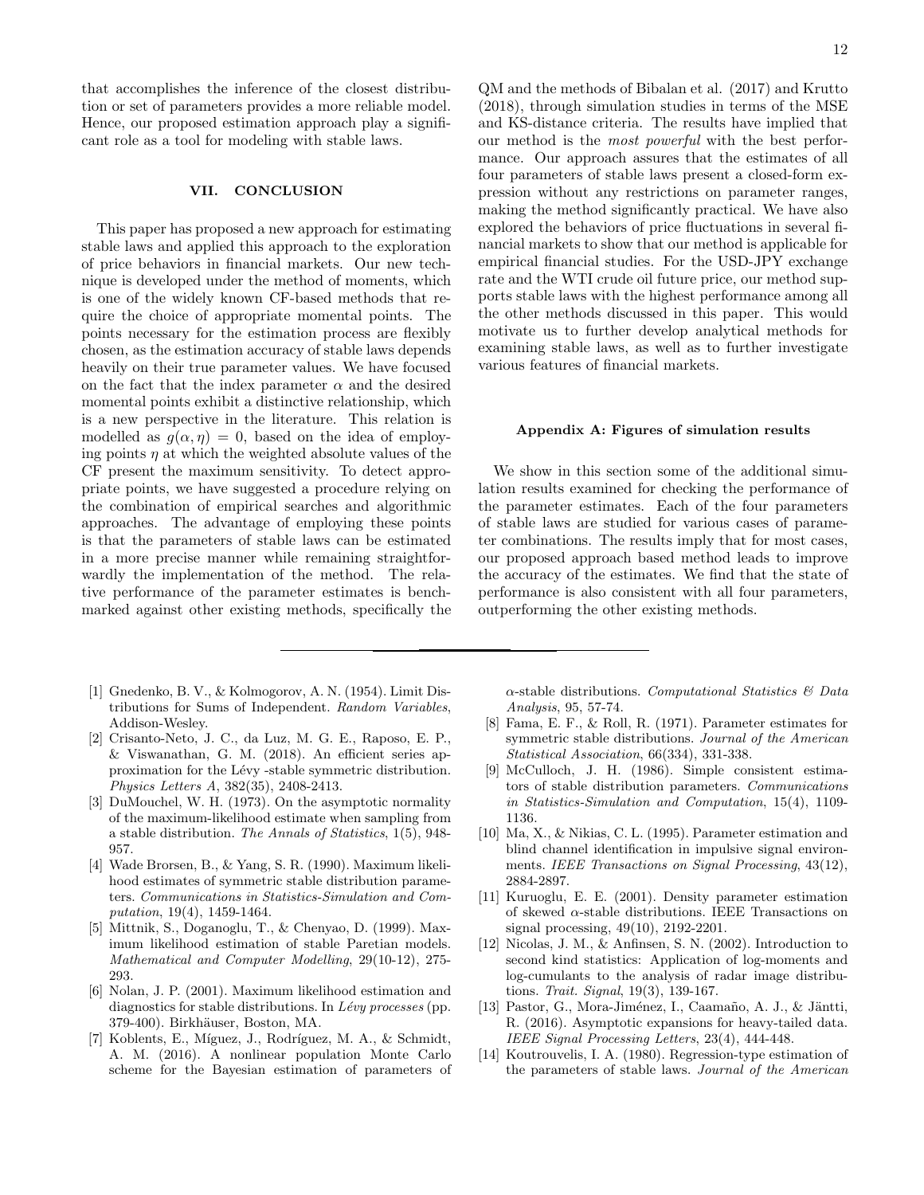that accomplishes the inference of the closest distribution or set of parameters provides a more reliable model. Hence, our proposed estimation approach play a significant role as a tool for modeling with stable laws.

## VII. CONCLUSION

This paper has proposed a new approach for estimating stable laws and applied this approach to the exploration of price behaviors in financial markets. Our new technique is developed under the method of moments, which is one of the widely known CF-based methods that require the choice of appropriate momental points. The points necessary for the estimation process are flexibly chosen, as the estimation accuracy of stable laws depends heavily on their true parameter values. We have focused on the fact that the index parameter $\alpha$ and the desired momental points exhibit a distinctive relationship, which is a new perspective in the literature. This relation is modelled as $g(\alpha, \eta) = 0$, based on the idea of employing points $\eta$ at which the weighted absolute values of the CF present the maximum sensitivity. To detect appropriate points, we have suggested a procedure relying on the combination of empirical searches and algorithmic approaches. The advantage of employing these points is that the parameters of stable laws can be estimated in a more precise manner while remaining straightforwardly the implementation of the method. The relative performance of the parameter estimates is benchmarked against other existing methods, specifically the QM and the methods of Bibalan et al. (2017) and Krutto (2018), through simulation studies in terms of the MSE and KS-distance criteria. The results have implied that our method is the *most powerful* with the best performance. Our approach assures that the estimates of all four parameters of stable laws present a closed-form expression without any restrictions on parameter ranges, making the method significantly practical. We have also explored the behaviors of price fluctuations in several financial markets to show that our method is applicable for empirical financial studies. For the USD-JPY exchange rate and the WTI crude oil future price, our method supports stable laws with the highest performance among all the other methods discussed in this paper. This would motivate us to further develop analytical methods for examining stable laws, as well as to further investigate various features of financial markets.

### Appendix A: Figures of simulation results

We show in this section some of the additional simulation results examined for checking the performance of the parameter estimates. Each of the four parameters of stable laws are studied for various cases of parameter combinations. The results imply that for most cases, our proposed approach based method leads to improve the accuracy of the estimates. We find that the state of performance is also consistent with all four parameters, outperforming the other existing methods.

---

[1] Gnedenko, B. V., & Kolmogorov, A. N. (1954). Limit Distributions for Sums of Independent. *Random Variables*, Addison-Wesley.

[2] Crisanto-Neto, J. C., da Luz, M. G. E., Raposo, E. P., & Viswanathan, G. M. (2018). An efficient series approximation for the Lévy -stable symmetric distribution. *Physics Letters A*, 382(35), 2408-2413.

[3] DuMouchel, W. H. (1973). On the asymptotic normality of the maximum-likelihood estimate when sampling from a stable distribution. *The Annals of Statistics*, 1(5), 948-957.

[4] Wade Brorsen, B., & Yang, S. R. (1990). Maximum likelihood estimates of symmetric stable distribution parameters. *Communications in Statistics-Simulation and Computation*, 19(4), 1459-1464.

[5] Mittnik, S., Doganoglu, T., & Chenyao, D. (1999). Maximum likelihood estimation of stable Paretian models. *Mathematical and Computer Modelling*, 29(10-12), 275-293.

[6] Nolan, J. P. (2001). Maximum likelihood estimation and diagnostics for stable distributions. In *Lévy processes* (pp. 379-400). Birkhäuser, Boston, MA.

[7] Koblents, E., Míguez, J., Rodríguez, M. A., & Schmidt, A. M. (2016). A nonlinear population Monte Carlo scheme for the Bayesian estimation of parameters of $\alpha$-stable distributions. *Computational Statistics & Data Analysis*, 95, 57-74.

[8] Fama, E. F., & Roll, R. (1971). Parameter estimates for symmetric stable distributions. *Journal of the American Statistical Association*, 66(334), 331-338.

[9] McCulloch, J. H. (1986). Simple consistent estimators of stable distribution parameters. *Communications in Statistics-Simulation and Computation*, 15(4), 1109-1136.

[10] Ma, X., & Nikias, C. L. (1995). Parameter estimation and blind channel identification in impulsive signal environments. *IEEE Transactions on Signal Processing*, 43(12), 2884-2897.

[11] Kuruoglu, E. E. (2001). Density parameter estimation of skewed $\alpha$-stable distributions. IEEE Transactions on signal processing, 49(10), 2192-2201.

[12] Nicolas, J. M., & Anfinsen, S. N. (2002). Introduction to second kind statistics: Application of log-moments and log-cumulants to the analysis of radar image distributions. *Trait. Signal*, 19(3), 139-167.

[13] Pastor, G., Mora-Jiménez, I., Caamaño, A. J., & Jäntti, R. (2016). Asymptotic expansions for heavy-tailed data. *IEEE Signal Processing Letters*, 23(4), 444-448.

[14] Koutrouvelis, I. A. (1980). Regression-type estimation of the parameters of stable laws. *Journal of the American*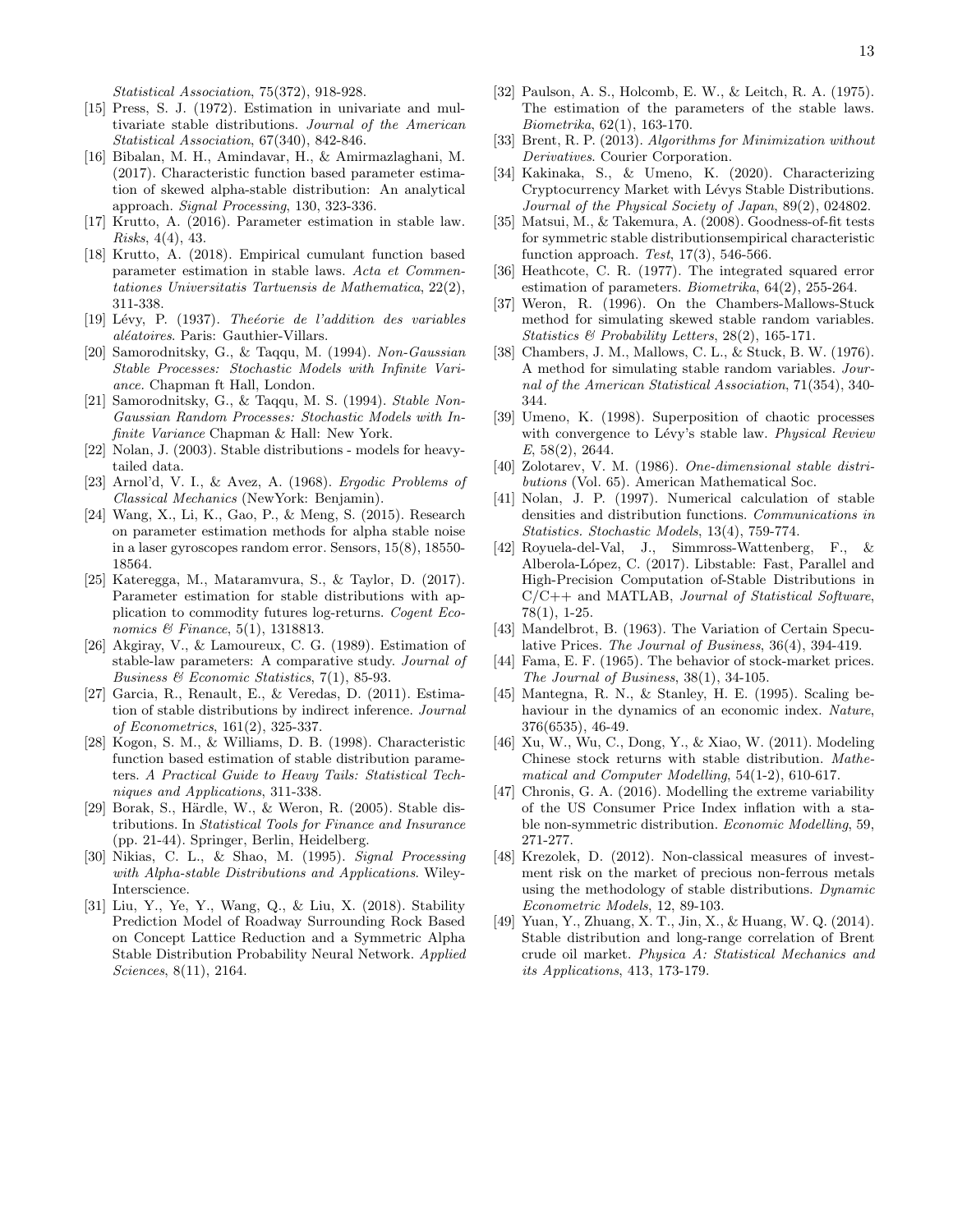Statistical Association, 75(372), 918-928.

[15] Press, S. J. (1972). Estimation in univariate and multivariate stable distributions. *Journal of the American Statistical Association*, 67(340), 842-846.

[16] Bibalan, M. H., Amindavar, H., & Amirmazlaghani, M. (2017). Characteristic function based parameter estimation of skewed alpha-stable distribution: An analytical approach. *Signal Processing*, 130, 323-336.

[17] Krutto, A. (2016). Parameter estimation in stable law. *Risks*, 4(4), 43.

[18] Krutto, A. (2018). Empirical cumulant function based parameter estimation in stable laws. *Acta et Commentationes Universitatis Tartuensis de Mathematica*, 22(2), 311-338.

[19] Lévy, P. (1937). *Theéorie de l'addition des variables aléatoires*. Paris: Gauthier-Villars.

[20] Samorodnitsky, G., & Taqqu, M. (1994). *Non-Gaussian Stable Processes: Stochastic Models with Infinite Variance*. Chapman ft Hall, London.

[21] Samorodnitsky, G., & Taqqu, M. S. (1994). *Stable Non-Gaussian Random Processes: Stochastic Models with Infinite Variance* Chapman & Hall: New York.

[22] Nolan, J. (2003). Stable distributions - models for heavy-tailed data.

[23] Arnol'd, V. I., & Avez, A. (1968). *Ergodic Problems of Classical Mechanics* (NewYork: Benjamin).

[24] Wang, X., Li, K., Gao, P., & Meng, S. (2015). Research on parameter estimation methods for alpha stable noise in a laser gyroscopes random error. Sensors, 15(8), 18550-18564.

[25] Kateregga, M., Mataramvura, S., & Taylor, D. (2017). Parameter estimation for stable distributions with application to commodity futures log-returns. *Cogent Economics & Finance*, 5(1), 1318813.

[26] Akgiray, V., & Lamoureux, C. G. (1989). Estimation of stable-law parameters: A comparative study. *Journal of Business & Economic Statistics*, 7(1), 85-93.

[27] Garcia, R., Renault, E., & Veredas, D. (2011). Estimation of stable distributions by indirect inference. *Journal of Econometrics*, 161(2), 325-337.

[28] Kogon, S. M., & Williams, D. B. (1998). Characteristic function based estimation of stable distribution parameters. *A Practical Guide to Heavy Tails: Statistical Techniques and Applications*, 311-338.

[29] Borak, S., Härdle, W., & Weron, R. (2005). Stable distributions. In *Statistical Tools for Finance and Insurance* (pp. 21-44). Springer, Berlin, Heidelberg.

[30] Nikias, C. L., & Shao, M. (1995). *Signal Processing with Alpha-stable Distributions and Applications*. Wiley-Interscience.

[31] Liu, Y., Ye, Y., Wang, Q., & Liu, X. (2018). Stability Prediction Model of Roadway Surrounding Rock Based on Concept Lattice Reduction and a Symmetric Alpha Stable Distribution Probability Neural Network. *Applied Sciences*, 8(11), 2164.

[32] Paulson, A. S., Holcomb, E. W., & Leitch, R. A. (1975). The estimation of the parameters of the stable laws. *Biometrika*, 62(1), 163-170.

[33] Brent, R. P. (2013). *Algorithms for Minimization without Derivatives*. Courier Corporation.

[34] Kakinaka, S., & Umeno, K. (2020). Characterizing Cryptocurrency Market with Lévys Stable Distributions. *Journal of the Physical Society of Japan*, 89(2), 024802.

[35] Matsui, M., & Takemura, A. (2008). Goodness-of-fit tests for symmetric stable distributionsempirical characteristic function approach. *Test*, 17(3), 546-566.

[36] Heathcote, C. R. (1977). The integrated squared error estimation of parameters. *Biometrika*, 64(2), 255-264.

[37] Weron, R. (1996). On the Chambers-Mallows-Stuck method for simulating skewed stable random variables. *Statistics & Probability Letters*, 28(2), 165-171.

[38] Chambers, J. M., Mallows, C. L., & Stuck, B. W. (1976). A method for simulating stable random variables. *Journal of the American Statistical Association*, 71(354), 340-344.

[39] Umeno, K. (1998). Superposition of chaotic processes with convergence to Lévy's stable law. *Physical Review E*, 58(2), 2644.

[40] Zolotarev, V. M. (1986). *One-dimensional stable distributions* (Vol. 65). American Mathematical Soc.

[41] Nolan, J. P. (1997). Numerical calculation of stable densities and distribution functions. *Communications in Statistics. Stochastic Models*, 13(4), 759-774.

[42] Royuela-del-Val, J., Simmross-Wattenberg, F., & Alberola-López, C. (2017). Libstable: Fast, Parallel and High-Precision Computation of-Stable Distributions in C/C++ and MATLAB, *Journal of Statistical Software*, 78(1), 1-25.

[43] Mandelbrot, B. (1963). The Variation of Certain Speculative Prices. *The Journal of Business*, 36(4), 394-419.

[44] Fama, E. F. (1965). The behavior of stock-market prices. *The Journal of Business*, 38(1), 34-105.

[45] Mantegna, R. N., & Stanley, H. E. (1995). Scaling behaviour in the dynamics of an economic index. *Nature*, 376(6535), 46-49.

[46] Xu, W., Wu, C., Dong, Y., & Xiao, W. (2011). Modeling Chinese stock returns with stable distribution. *Mathematical and Computer Modelling*, 54(1-2), 610-617.

[47] Chronis, G. A. (2016). Modelling the extreme variability of the US Consumer Price Index inflation with a stable non-symmetric distribution. *Economic Modelling*, 59, 271-277.

[48] Krezolek, D. (2012). Non-classical measures of investment risk on the market of precious non-ferrous metals using the methodology of stable distributions. *Dynamic Econometric Models*, 12, 89-103.

[49] Yuan, Y., Zhuang, X. T., Jin, X., & Huang, W. Q. (2014). Stable distribution and long-range correlation of Brent crude oil market. *Physica A: Statistical Mechanics and its Applications*, 413, 173-179.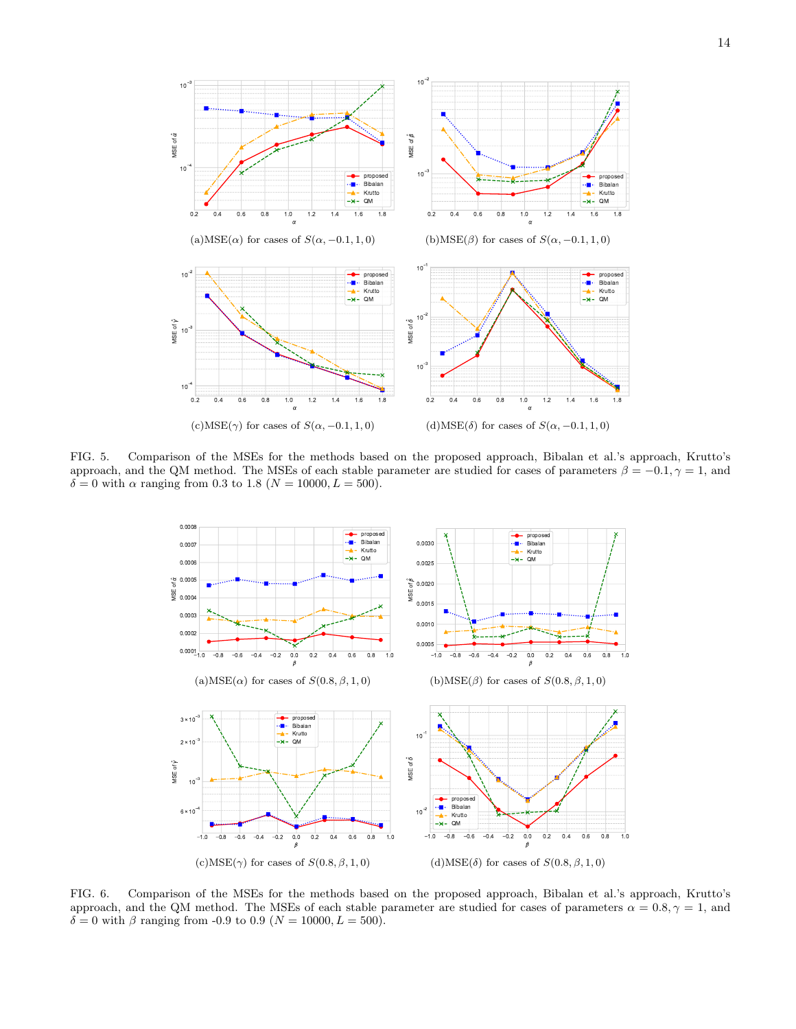(a)MSE($\alpha$) for cases of $S(\alpha, -0.1, 1, 0)$

(b)MSE($\beta$) for cases of $S(\alpha, -0.1, 1, 0)$

(c)MSE($\gamma$) for cases of $S(\alpha, -0.1, 1, 0)$

(d)MSE($\delta$) for cases of $S(\alpha, -0.1, 1, 0)$

FIG. 5. Comparison of the MSEs for the methods based on the proposed approach, Bibalan et al.'s approach, Krutto's approach, and the QM method. The MSEs of each stable parameter are studied for cases of parameters $\beta = -0.1, \gamma = 1$, and $\delta = 0$ with $\alpha$ ranging from 0.3 to 1.8 ($N = 10000, L = 500$).

(a)MSE($\alpha$) for cases of $S(0.8, \beta, 1, 0)$

(b)MSE($\beta$) for cases of $S(0.8, \beta, 1, 0)$

(c)MSE($\gamma$) for cases of $S(0.8, \beta, 1, 0)$

(d)MSE($\delta$) for cases of $S(0.8, \beta, 1, 0)$

FIG. 6. Comparison of the MSEs for the methods based on the proposed approach, Bibalan et al.'s approach, Krutto's approach, and the QM method. The MSEs of each stable parameter are studied for cases of parameters $\alpha = 0.8, \gamma = 1$, and $\delta = 0$ with $\beta$ ranging from -0.9 to 0.9 ($N = 10000, L = 500$).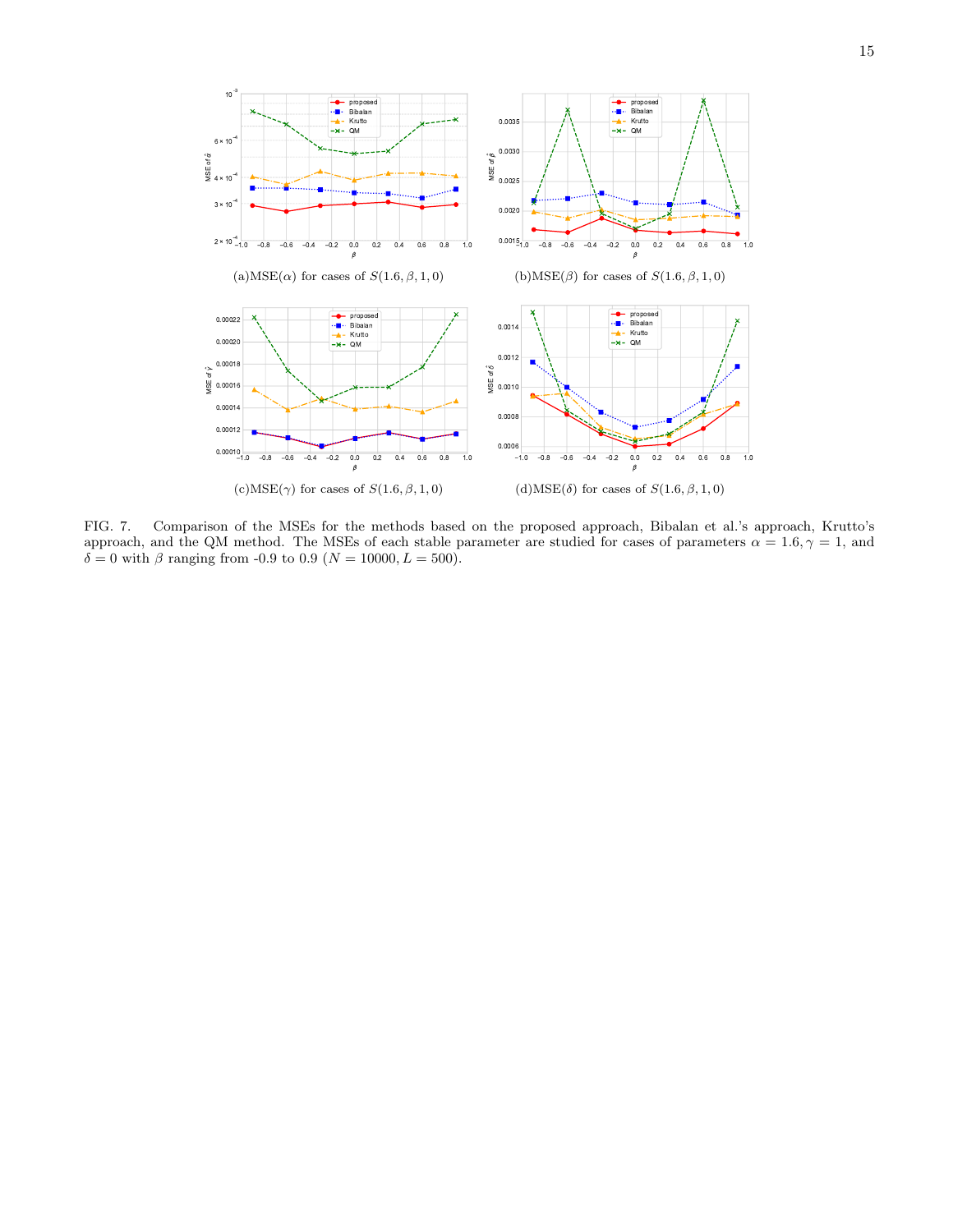proposed
Bibalan
Krutto
QM

MSE of $\hat{\alpha}$

$10^{-3}$

$6\times10^{-4}$

$4\times10^{-4}$

$3\times10^{-4}$

$2\times10^{-4}$

−1.0 −0.8 −0.6 −0.4 −0.2 0.0 0.2 0.4 0.6 0.8 1.0

$\beta$

(a)MSE($\alpha$) for cases of $S(1.6, \beta, 1, 0)$

proposed
Bibalan
Krutto
QM

MSE of $\hat{\beta}$

0.0035
0.0030
0.0025
0.0020
0.0015

−1.0 −0.8 −0.6 −0.4 −0.2 0.0 0.2 0.4 0.6 0.8 1.0

$\beta$

(b)MSE($\beta$) for cases of $S(1.6, \beta, 1, 0)$

proposed
Bibalan
Krutto
QM

MSE of $\hat{\gamma}$

0.00022
0.00020
0.00018
0.00016
0.00014
0.00012
0.00010

−1.0 −0.8 −0.6 −0.4 −0.2 0.0 0.2 0.4 0.6 0.8 1.0

$\beta$

(c)MSE($\gamma$) for cases of $S(1.6, \beta, 1, 0)$

proposed
Bibalan
Krutto
QM

MSE of $\hat{\delta}$

0.0014
0.0012
0.0010
0.0008
0.0006

−1.0 −0.8 −0.6 −0.4 −0.2 0.0 0.2 0.4 0.6 0.8 1.0

$\beta$

(d)MSE($\delta$) for cases of $S(1.6, \beta, 1, 0)$

FIG. 7. Comparison of the MSEs for the methods based on the proposed approach, Bibalan et al.'s approach, Krutto's approach, and the QM method. The MSEs of each stable parameter are studied for cases of parameters $\alpha = 1.6, \gamma = 1$, and $\delta = 0$ with $\beta$ ranging from -0.9 to 0.9 ($N = 10000, L = 500$).